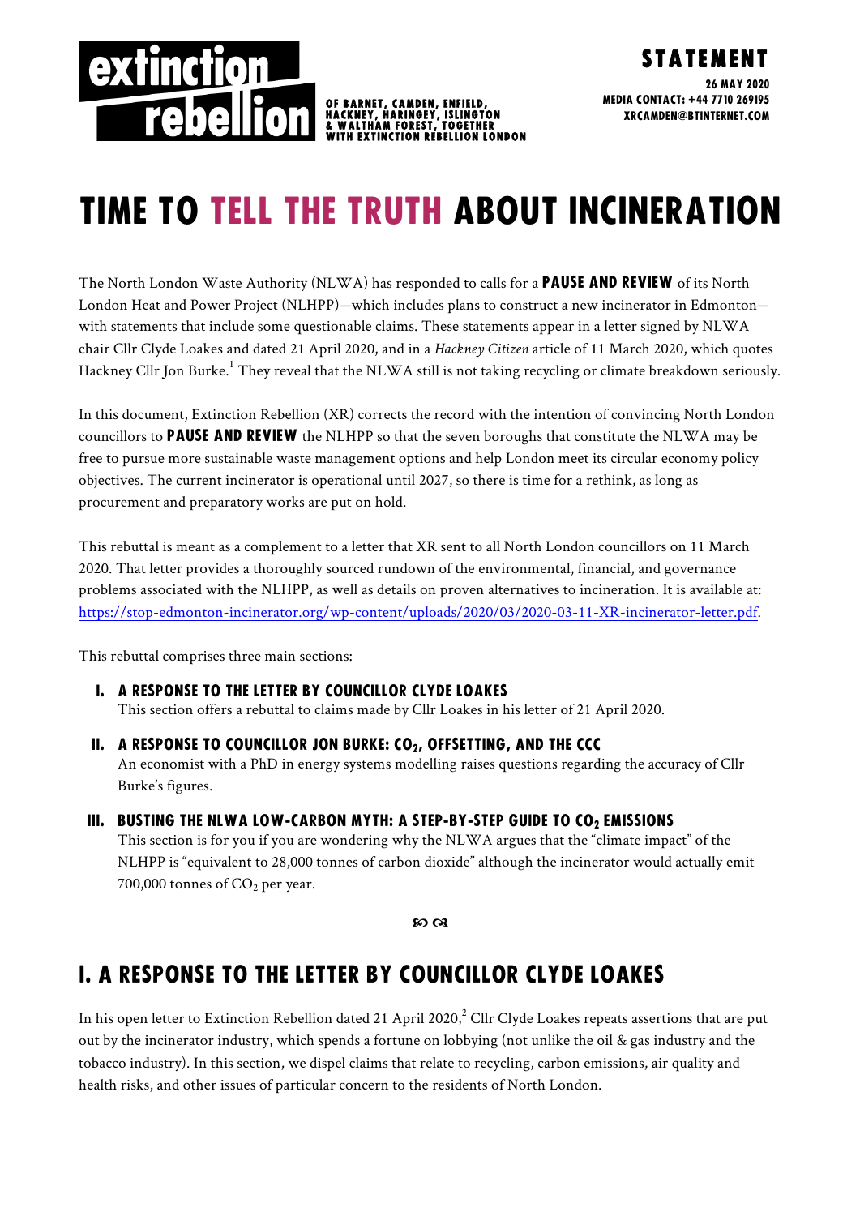extinction rebellion

OF BARNET, CAMDEN, ENFIELD, HACKNEY, HARINGEY, ISLINGTON & WALTHAM FOREST, TOGETHER WITH EXTINCTION REBELLION LONDON

**STATEMENT**

**26 MAY 2020**
**MEDIA CONTACT: +44 7710 269195**
**XRCAMDEN@BTINTERNET.COM**

# TIME TO TELL THE TRUTH ABOUT INCINERATION

The North London Waste Authority (NLWA) has responded to calls for a **PAUSE AND REVIEW** of its North London Heat and Power Project (NLHPP)—which includes plans to construct a new incinerator in Edmonton—with statements that include some questionable claims. These statements appear in a letter signed by NLWA chair Cllr Clyde Loakes and dated 21 April 2020, and in a *Hackney Citizen* article of 11 March 2020, which quotes Hackney Cllr Jon Burke.[1] They reveal that the NLWA still is not taking recycling or climate breakdown seriously.

In this document, Extinction Rebellion (XR) corrects the record with the intention of convincing North London councillors to **PAUSE AND REVIEW** the NLHPP so that the seven boroughs that constitute the NLWA may be free to pursue more sustainable waste management options and help London meet its circular economy policy objectives. The current incinerator is operational until 2027, so there is time for a rethink, as long as procurement and preparatory works are put on hold.

This rebuttal is meant as a complement to a letter that XR sent to all North London councillors on 11 March 2020. That letter provides a thoroughly sourced rundown of the environmental, financial, and governance problems associated with the NLHPP, as well as details on proven alternatives to incineration. It is available at: https://stop-edmonton-incinerator.org/wp-content/uploads/2020/03/2020-03-11-XR-incinerator-letter.pdf.

This rebuttal comprises three main sections:

**I. A RESPONSE TO THE LETTER BY COUNCILLOR CLYDE LOAKES**
This section offers a rebuttal to claims made by Cllr Loakes in his letter of 21 April 2020.

**II. A RESPONSE TO COUNCILLOR JON BURKE: $CO_2$, OFFSETTING, AND THE CCC**
An economist with a PhD in energy systems modelling raises questions regarding the accuracy of Cllr Burke's figures.

**III. BUSTING THE NLWA LOW-CARBON MYTH: A STEP-BY-STEP GUIDE TO $CO_2$ EMISSIONS**
This section is for you if you are wondering why the NLWA argues that the "climate impact" of the NLHPP is "equivalent to 28,000 tonnes of carbon dioxide" although the incinerator would actually emit 700,000 tonnes of $CO_2$ per year.

## I. A RESPONSE TO THE LETTER BY COUNCILLOR CLYDE LOAKES

In his open letter to Extinction Rebellion dated 21 April 2020,[2] Cllr Clyde Loakes repeats assertions that are put out by the incinerator industry, which spends a fortune on lobbying (not unlike the oil & gas industry and the tobacco industry). In this section, we dispel claims that relate to recycling, carbon emissions, air quality and health risks, and other issues of particular concern to the residents of North London.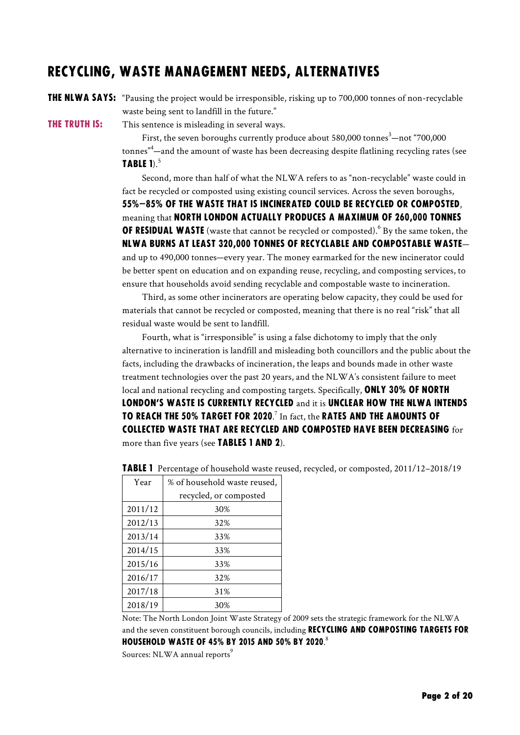## RECYCLING, WASTE MANAGEMENT NEEDS, ALTERNATIVES

**THE NLWA SAYS:** "Pausing the project would be irresponsible, risking up to 700,000 tonnes of non-recyclable waste being sent to landfill in the future."

**THE TRUTH IS:** This sentence is misleading in several ways.

First, the seven boroughs currently produce about 580,000 tonnes[3]—not "700,000 tonnes"[4]—and the amount of waste has been decreasing despite flatlining recycling rates (see **TABLE 1**).[5]

Second, more than half of what the NLWA refers to as "non-recyclable" waste could in fact be recycled or composted using existing council services. Across the seven boroughs, **55%–85% OF THE WASTE THAT IS INCINERATED COULD BE RECYCLED OR COMPOSTED**, meaning that **NORTH LONDON ACTUALLY PRODUCES A MAXIMUM OF 260,000 TONNES OF RESIDUAL WASTE** (waste that cannot be recycled or composted).[6] By the same token, the **NLWA BURNS AT LEAST 320,000 TONNES OF RECYCLABLE AND COMPOSTABLE WASTE**—and up to 490,000 tonnes—every year. The money earmarked for the new incinerator could be better spent on education and on expanding reuse, recycling, and composting services, to ensure that households avoid sending recyclable and compostable waste to incineration.

Third, as some other incinerators are operating below capacity, they could be used for materials that cannot be recycled or composted, meaning that there is no real "risk" that all residual waste would be sent to landfill.

Fourth, what is "irresponsible" is using a false dichotomy to imply that the only alternative to incineration is landfill and misleading both councillors and the public about the facts, including the drawbacks of incineration, the leaps and bounds made in other waste treatment technologies over the past 20 years, and the NLWA's consistent failure to meet local and national recycling and composting targets. Specifically, **ONLY 30% OF NORTH LONDON'S WASTE IS CURRENTLY RECYCLED** and it is **UNCLEAR HOW THE NLWA INTENDS TO REACH THE 50% TARGET FOR 2020**.[7] In fact, the **RATES AND THE AMOUNTS OF COLLECTED WASTE THAT ARE RECYCLED AND COMPOSTED HAVE BEEN DECREASING** for more than five years (see **TABLES 1 AND 2**).

**TABLE 1** Percentage of household waste reused, recycled, or composted, 2011/12–2018/19

| Year | % of household waste reused, recycled, or composted |
|---|---|
| 2011/12 | 30% |
| 2012/13 | 32% |
| 2013/14 | 33% |
| 2014/15 | 33% |
| 2015/16 | 33% |
| 2016/17 | 32% |
| 2017/18 | 31% |
| 2018/19 | 30% |

Note: The North London Joint Waste Strategy of 2009 sets the strategic framework for the NLWA and the seven constituent borough councils, including **RECYCLING AND COMPOSTING TARGETS FOR HOUSEHOLD WASTE OF 45% BY 2015 AND 50% BY 2020**.[8]

Sources: NLWA annual reports[9]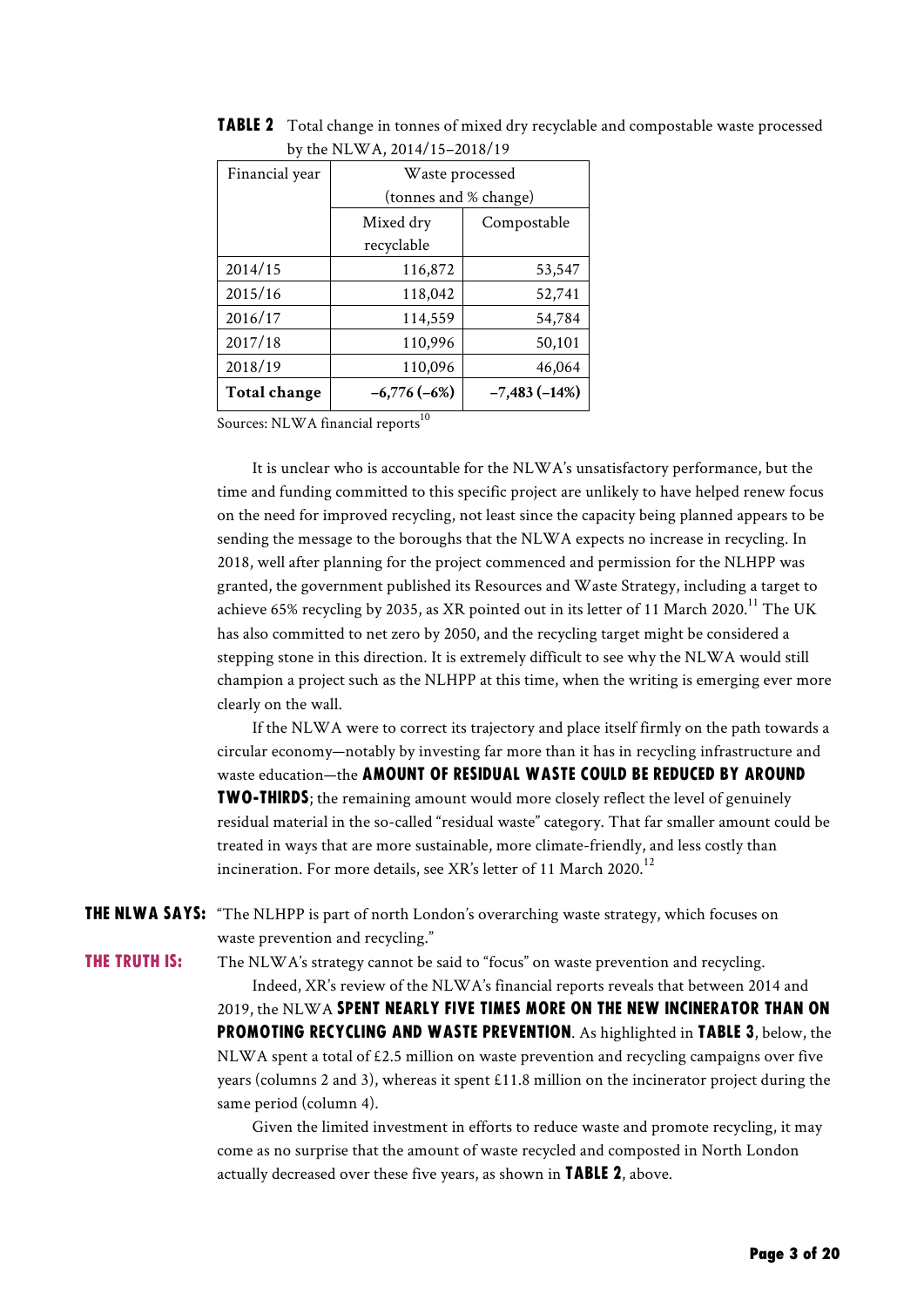**TABLE 2** Total change in tonnes of mixed dry recyclable and compostable waste processed by the NLWA, 2014/15–2018/19

| Financial year | Waste processed (tonnes and % change) | |
|---|---|---|
| | Mixed dry recyclable | Compostable |
| 2014/15 | 116,872 | 53,547 |
| 2015/16 | 118,042 | 52,741 |
| 2016/17 | 114,559 | 54,784 |
| 2017/18 | 110,996 | 50,101 |
| 2018/19 | 110,096 | 46,064 |
| **Total change** | **−6,776 (−6%)** | **−7,483 (−14%)** |

Sources: NLWA financial reports[10]

It is unclear who is accountable for the NLWA's unsatisfactory performance, but the time and funding committed to this specific project are unlikely to have helped renew focus on the need for improved recycling, not least since the capacity being planned appears to be sending the message to the boroughs that the NLWA expects no increase in recycling. In 2018, well after planning for the project commenced and permission for the NLHPP was granted, the government published its Resources and Waste Strategy, including a target to achieve 65% recycling by 2035, as XR pointed out in its letter of 11 March 2020.[11] The UK has also committed to net zero by 2050, and the recycling target might be considered a stepping stone in this direction. It is extremely difficult to see why the NLWA would still champion a project such as the NLHPP at this time, when the writing is emerging ever more clearly on the wall.

If the NLWA were to correct its trajectory and place itself firmly on the path towards a circular economy—notably by investing far more than it has in recycling infrastructure and waste education—the **AMOUNT OF RESIDUAL WASTE COULD BE REDUCED BY AROUND TWO-THIRDS**; the remaining amount would more closely reflect the level of genuinely residual material in the so-called "residual waste" category. That far smaller amount could be treated in ways that are more sustainable, more climate-friendly, and less costly than incineration. For more details, see XR's letter of 11 March 2020.[12]

**THE NLWA SAYS:** "The NLHPP is part of north London's overarching waste strategy, which focuses on waste prevention and recycling."

**THE TRUTH IS:** The NLWA's strategy cannot be said to "focus" on waste prevention and recycling.

Indeed, XR's review of the NLWA's financial reports reveals that between 2014 and 2019, the NLWA **SPENT NEARLY FIVE TIMES MORE ON THE NEW INCINERATOR THAN ON PROMOTING RECYCLING AND WASTE PREVENTION**. As highlighted in **TABLE 3**, below, the NLWA spent a total of £2.5 million on waste prevention and recycling campaigns over five years (columns 2 and 3), whereas it spent £11.8 million on the incinerator project during the same period (column 4).

Given the limited investment in efforts to reduce waste and promote recycling, it may come as no surprise that the amount of waste recycled and composted in North London actually decreased over these five years, as shown in **TABLE 2**, above.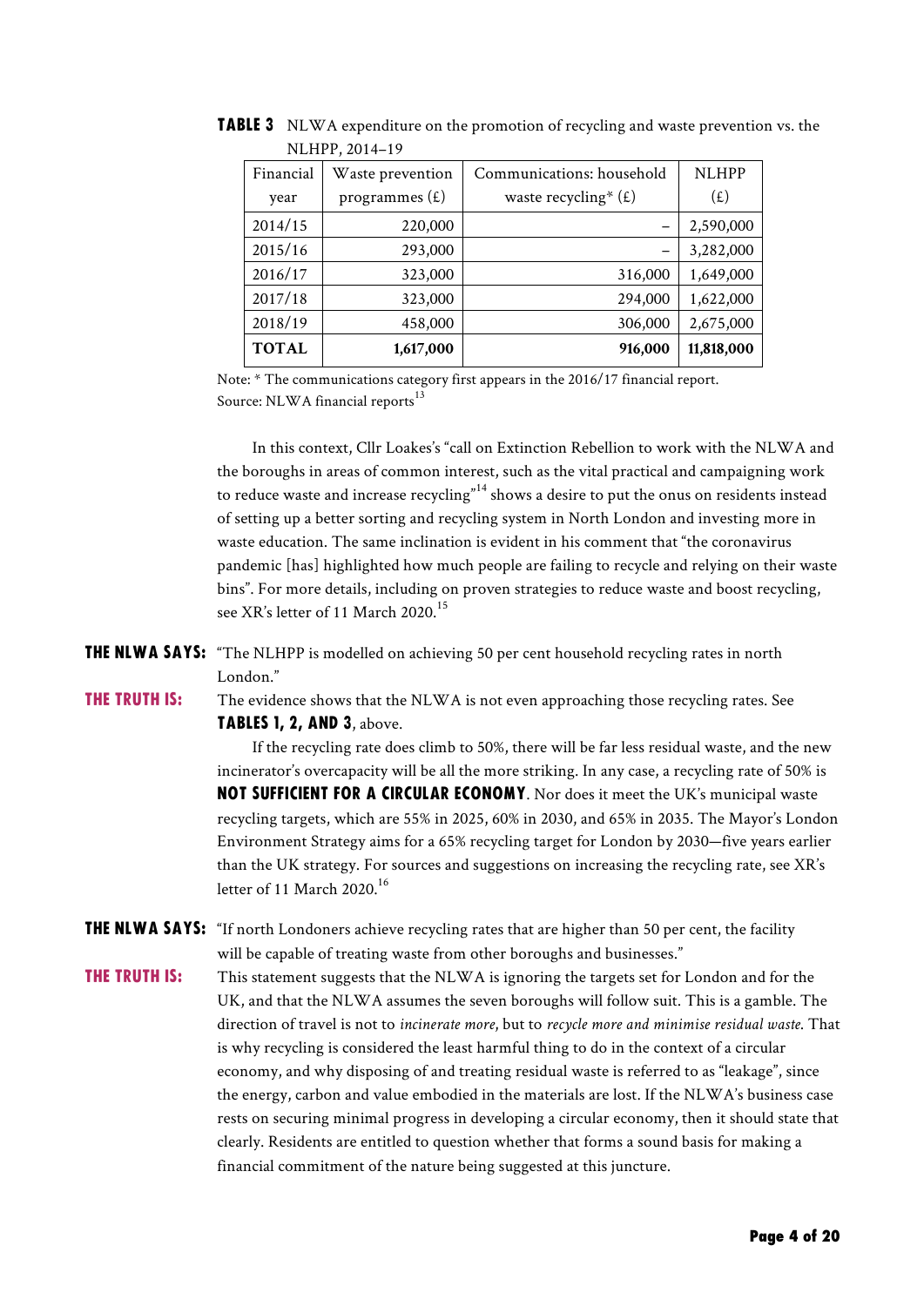**TABLE 3** NLWA expenditure on the promotion of recycling and waste prevention vs. the NLHPP, 2014–19

| Financial year | Waste prevention programmes (£) | Communications: household waste recycling* (£) | NLHPP (£) |
|---|---|---|---|
| 2014/15 | 220,000 | – | 2,590,000 |
| 2015/16 | 293,000 | – | 3,282,000 |
| 2016/17 | 323,000 | 316,000 | 1,649,000 |
| 2017/18 | 323,000 | 294,000 | 1,622,000 |
| 2018/19 | 458,000 | 306,000 | 2,675,000 |
| **TOTAL** | **1,617,000** | **916,000** | **11,818,000** |

Note: * The communications category first appears in the 2016/17 financial report.
Source: NLWA financial reports[13]

In this context, Cllr Loakes's "call on Extinction Rebellion to work with the NLWA and the boroughs in areas of common interest, such as the vital practical and campaigning work to reduce waste and increase recycling"[14] shows a desire to put the onus on residents instead of setting up a better sorting and recycling system in North London and investing more in waste education. The same inclination is evident in his comment that "the coronavirus pandemic [has] highlighted how much people are failing to recycle and relying on their waste bins". For more details, including on proven strategies to reduce waste and boost recycling, see XR's letter of 11 March 2020.[15]

**THE NLWA SAYS:** "The NLHPP is modelled on achieving 50 per cent household recycling rates in north London."

**THE TRUTH IS:** The evidence shows that the NLWA is not even approaching those recycling rates. See **TABLES 1, 2, AND 3**, above.

If the recycling rate does climb to 50%, there will be far less residual waste, and the new incinerator's overcapacity will be all the more striking. In any case, a recycling rate of 50% is **NOT SUFFICIENT FOR A CIRCULAR ECONOMY**. Nor does it meet the UK's municipal waste recycling targets, which are 55% in 2025, 60% in 2030, and 65% in 2035. The Mayor's London Environment Strategy aims for a 65% recycling target for London by 2030—five years earlier than the UK strategy. For sources and suggestions on increasing the recycling rate, see XR's letter of 11 March 2020.[16]

**THE NLWA SAYS:** "If north Londoners achieve recycling rates that are higher than 50 per cent, the facility will be capable of treating waste from other boroughs and businesses."

**THE TRUTH IS:** This statement suggests that the NLWA is ignoring the targets set for London and for the UK, and that the NLWA assumes the seven boroughs will follow suit. This is a gamble. The direction of travel is not to *incinerate more*, but to *recycle more and minimise residual waste.* That is why recycling is considered the least harmful thing to do in the context of a circular economy, and why disposing of and treating residual waste is referred to as "leakage", since the energy, carbon and value embodied in the materials are lost. If the NLWA's business case rests on securing minimal progress in developing a circular economy, then it should state that clearly. Residents are entitled to question whether that forms a sound basis for making a financial commitment of the nature being suggested at this juncture.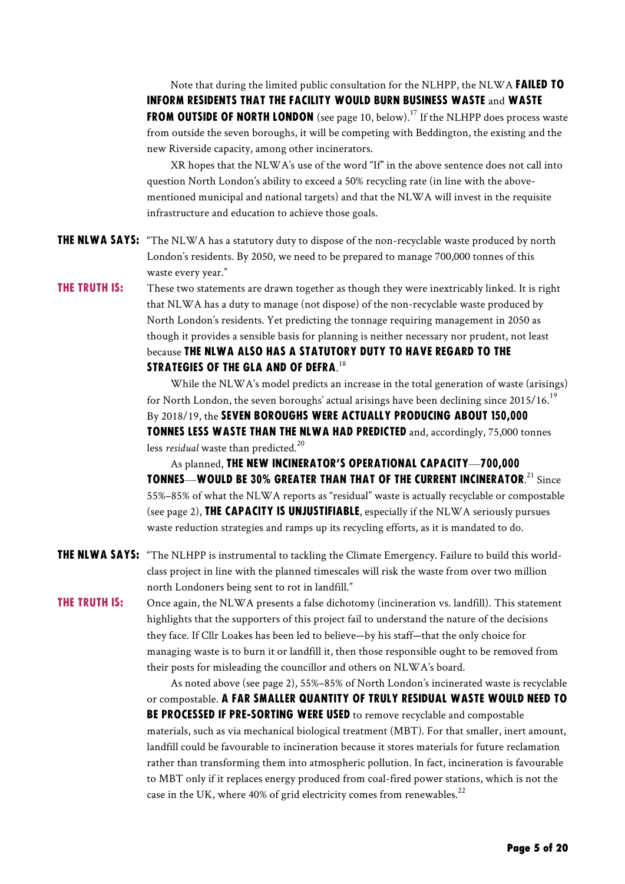Note that during the limited public consultation for the NLHPP, the NLWA **FAILED TO INFORM RESIDENTS THAT THE FACILITY WOULD BURN BUSINESS WASTE** and **WASTE FROM OUTSIDE OF NORTH LONDON** (see page 10, below).[17] If the NLHPP does process waste from outside the seven boroughs, it will be competing with Beddington, the existing and the new Riverside capacity, among other incinerators.

XR hopes that the NLWA's use of the word "If" in the above sentence does not call into question North London's ability to exceed a 50% recycling rate (in line with the above-mentioned municipal and national targets) and that the NLWA will invest in the requisite infrastructure and education to achieve those goals.

**THE NLWA SAYS:** "The NLWA has a statutory duty to dispose of the non-recyclable waste produced by north London's residents. By 2050, we need to be prepared to manage 700,000 tonnes of this waste every year."

**THE TRUTH IS:** These two statements are drawn together as though they were inextricably linked. It is right that NLWA has a duty to manage (not dispose) of the non-recyclable waste produced by North London's residents. Yet predicting the tonnage requiring management in 2050 as though it provides a sensible basis for planning is neither necessary nor prudent, not least because **THE NLWA ALSO HAS A STATUTORY DUTY TO HAVE REGARD TO THE STRATEGIES OF THE GLA AND OF DEFRA**.[18]

While the NLWA's model predicts an increase in the total generation of waste (arisings) for North London, the seven boroughs' actual arisings have been declining since 2015/16.[19] By 2018/19, the **SEVEN BOROUGHS WERE ACTUALLY PRODUCING ABOUT 150,000 TONNES LESS WASTE THAN THE NLWA HAD PREDICTED** and, accordingly, 75,000 tonnes less *residual* waste than predicted.[20]

As planned, **THE NEW INCINERATOR'S OPERATIONAL CAPACITY—700,000 TONNES—WOULD BE 30% GREATER THAN THAT OF THE CURRENT INCINERATOR**.[21] Since 55%–85% of what the NLWA reports as "residual" waste is actually recyclable or compostable (see page 2), **THE CAPACITY IS UNJUSTIFIABLE**, especially if the NLWA seriously pursues waste reduction strategies and ramps up its recycling efforts, as it is mandated to do.

**THE NLWA SAYS:** "The NLHPP is instrumental to tackling the Climate Emergency. Failure to build this world-class project in line with the planned timescales will risk the waste from over two million north Londoners being sent to rot in landfill."

**THE TRUTH IS:** Once again, the NLWA presents a false dichotomy (incineration vs. landfill). This statement highlights that the supporters of this project fail to understand the nature of the decisions they face. If Cllr Loakes has been led to believe—by his staff—that the only choice for managing waste is to burn it or landfill it, then those responsible ought to be removed from their posts for misleading the councillor and others on NLWA's board.

As noted above (see page 2), 55%–85% of North London's incinerated waste is recyclable or compostable. **A FAR SMALLER QUANTITY OF TRULY RESIDUAL WASTE WOULD NEED TO BE PROCESSED IF PRE-SORTING WERE USED** to remove recyclable and compostable materials, such as via mechanical biological treatment (MBT). For that smaller, inert amount, landfill could be favourable to incineration because it stores materials for future reclamation rather than transforming them into atmospheric pollution. In fact, incineration is favourable to MBT only if it replaces energy produced from coal-fired power stations, which is not the case in the UK, where 40% of grid electricity comes from renewables.[22]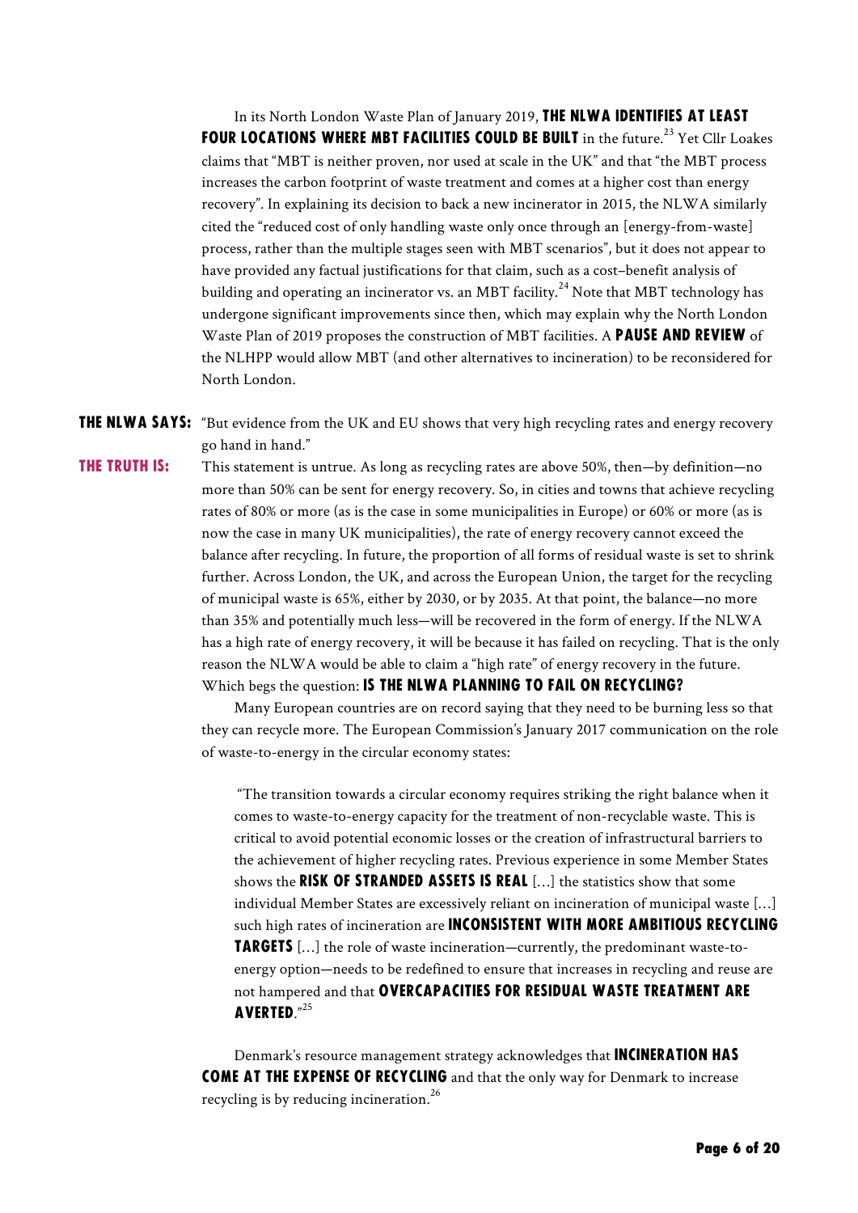In its North London Waste Plan of January 2019, **THE NLWA IDENTIFIES AT LEAST FOUR LOCATIONS WHERE MBT FACILITIES COULD BE BUILT** in the future.[23] Yet Cllr Loakes claims that "MBT is neither proven, nor used at scale in the UK" and that "the MBT process increases the carbon footprint of waste treatment and comes at a higher cost than energy recovery". In explaining its decision to back a new incinerator in 2015, the NLWA similarly cited the "reduced cost of only handling waste only once through an [energy-from-waste] process, rather than the multiple stages seen with MBT scenarios", but it does not appear to have provided any factual justifications for that claim, such as a cost–benefit analysis of building and operating an incinerator vs. an MBT facility.[24] Note that MBT technology has undergone significant improvements since then, which may explain why the North London Waste Plan of 2019 proposes the construction of MBT facilities. A **PAUSE AND REVIEW** of the NLHPP would allow MBT (and other alternatives to incineration) to be reconsidered for North London.

**THE NLWA SAYS:** "But evidence from the UK and EU shows that very high recycling rates and energy recovery go hand in hand."

**THE TRUTH IS:** This statement is untrue. As long as recycling rates are above 50%, then—by definition—no more than 50% can be sent for energy recovery. So, in cities and towns that achieve recycling rates of 80% or more (as is the case in some municipalities in Europe) or 60% or more (as is now the case in many UK municipalities), the rate of energy recovery cannot exceed the balance after recycling. In future, the proportion of all forms of residual waste is set to shrink further. Across London, the UK, and across the European Union, the target for the recycling of municipal waste is 65%, either by 2030, or by 2035. At that point, the balance—no more than 35% and potentially much less—will be recovered in the form of energy. If the NLWA has a high rate of energy recovery, it will be because it has failed on recycling. That is the only reason the NLWA would be able to claim a "high rate" of energy recovery in the future. Which begs the question: **IS THE NLWA PLANNING TO FAIL ON RECYCLING?**

Many European countries are on record saying that they need to be burning less so that they can recycle more. The European Commission's January 2017 communication on the role of waste-to-energy in the circular economy states:

> "The transition towards a circular economy requires striking the right balance when it comes to waste-to-energy capacity for the treatment of non-recyclable waste. This is critical to avoid potential economic losses or the creation of infrastructural barriers to the achievement of higher recycling rates. Previous experience in some Member States shows the **RISK OF STRANDED ASSETS IS REAL** […] the statistics show that some individual Member States are excessively reliant on incineration of municipal waste […] such high rates of incineration are **INCONSISTENT WITH MORE AMBITIOUS RECYCLING TARGETS** […] the role of waste incineration—currently, the predominant waste-to-energy option—needs to be redefined to ensure that increases in recycling and reuse are not hampered and that **OVERCAPACITIES FOR RESIDUAL WASTE TREATMENT ARE AVERTED**."[25]

Denmark's resource management strategy acknowledges that **INCINERATION HAS COME AT THE EXPENSE OF RECYCLING** and that the only way for Denmark to increase recycling is by reducing incineration.[26]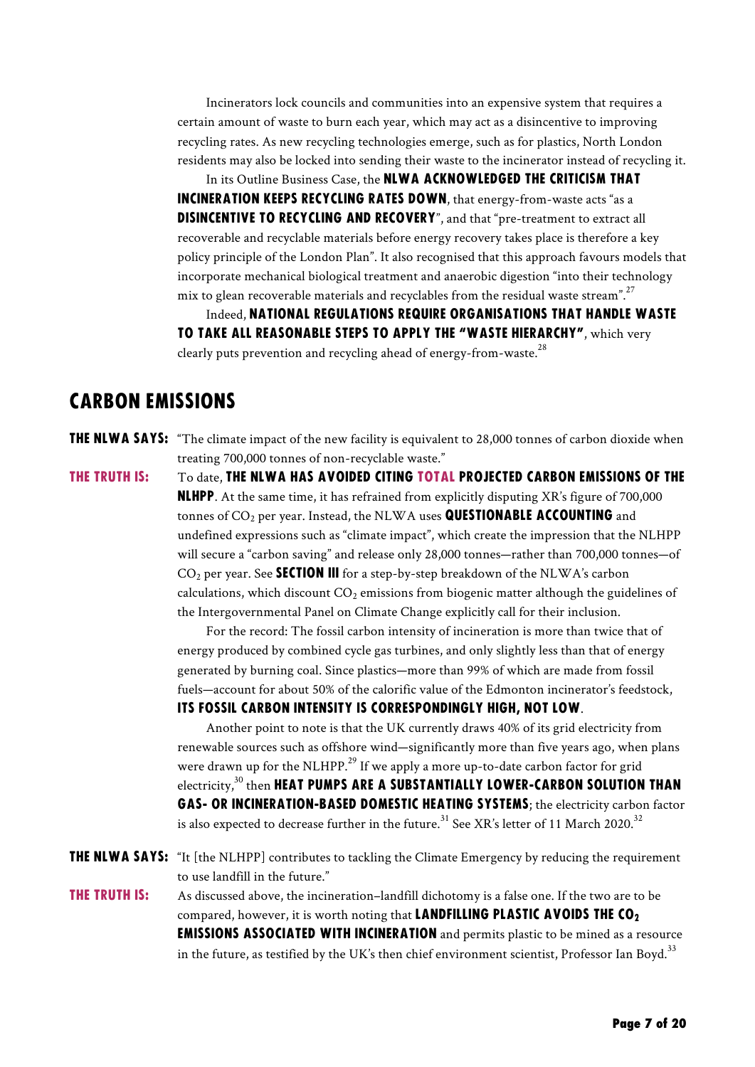Incinerators lock councils and communities into an expensive system that requires a certain amount of waste to burn each year, which may act as a disincentive to improving recycling rates. As new recycling technologies emerge, such as for plastics, North London residents may also be locked into sending their waste to the incinerator instead of recycling it.

In its Outline Business Case, the **NLWA ACKNOWLEDGED THE CRITICISM THAT INCINERATION KEEPS RECYCLING RATES DOWN**, that energy-from-waste acts "as a **DISINCENTIVE TO RECYCLING AND RECOVERY**", and that "pre-treatment to extract all recoverable and recyclable materials before energy recovery takes place is therefore a key policy principle of the London Plan". It also recognised that this approach favours models that incorporate mechanical biological treatment and anaerobic digestion "into their technology mix to glean recoverable materials and recyclables from the residual waste stream".[27]

Indeed, **NATIONAL REGULATIONS REQUIRE ORGANISATIONS THAT HANDLE WASTE TO TAKE ALL REASONABLE STEPS TO APPLY THE "WASTE HIERARCHY"**, which very clearly puts prevention and recycling ahead of energy-from-waste.[28]

## CARBON EMISSIONS

**THE NLWA SAYS:** "The climate impact of the new facility is equivalent to 28,000 tonnes of carbon dioxide when treating 700,000 tonnes of non-recyclable waste."

**THE TRUTH IS:** To date, **THE NLWA HAS AVOIDED CITING TOTAL PROJECTED CARBON EMISSIONS OF THE NLHPP**. At the same time, it has refrained from explicitly disputing XR's figure of 700,000 tonnes of $CO_2$ per year. Instead, the NLWA uses **QUESTIONABLE ACCOUNTING** and undefined expressions such as "climate impact", which create the impression that the NLHPP will secure a "carbon saving" and release only 28,000 tonnes—rather than 700,000 tonnes—of $CO_2$ per year. See **SECTION III** for a step-by-step breakdown of the NLWA's carbon calculations, which discount $CO_2$ emissions from biogenic matter although the guidelines of the Intergovernmental Panel on Climate Change explicitly call for their inclusion.

For the record: The fossil carbon intensity of incineration is more than twice that of energy produced by combined cycle gas turbines, and only slightly less than that of energy generated by burning coal. Since plastics—more than 99% of which are made from fossil fuels—account for about 50% of the calorific value of the Edmonton incinerator's feedstock, **ITS FOSSIL CARBON INTENSITY IS CORRESPONDINGLY HIGH, NOT LOW**.

Another point to note is that the UK currently draws 40% of its grid electricity from renewable sources such as offshore wind—significantly more than five years ago, when plans were drawn up for the NLHPP.[29] If we apply a more up-to-date carbon factor for grid electricity,[30] then **HEAT PUMPS ARE A SUBSTANTIALLY LOWER-CARBON SOLUTION THAN GAS- OR INCINERATION-BASED DOMESTIC HEATING SYSTEMS**; the electricity carbon factor is also expected to decrease further in the future.[31] See XR's letter of 11 March 2020.[32]

**THE NLWA SAYS:** "It [the NLHPP] contributes to tackling the Climate Emergency by reducing the requirement to use landfill in the future."

**THE TRUTH IS:** As discussed above, the incineration–landfill dichotomy is a false one. If the two are to be compared, however, it is worth noting that **LANDFILLING PLASTIC AVOIDS THE $CO_2$ EMISSIONS ASSOCIATED WITH INCINERATION** and permits plastic to be mined as a resource in the future, as testified by the UK's then chief environment scientist, Professor Ian Boyd.[33]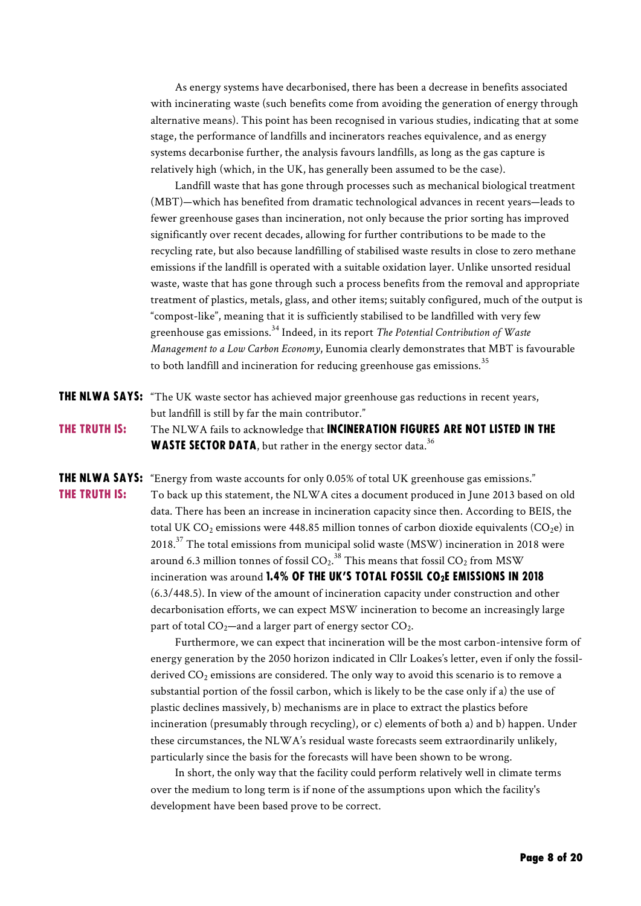As energy systems have decarbonised, there has been a decrease in benefits associated with incinerating waste (such benefits come from avoiding the generation of energy through alternative means). This point has been recognised in various studies, indicating that at some stage, the performance of landfills and incinerators reaches equivalence, and as energy systems decarbonise further, the analysis favours landfills, as long as the gas capture is relatively high (which, in the UK, has generally been assumed to be the case).

Landfill waste that has gone through processes such as mechanical biological treatment (MBT)—which has benefited from dramatic technological advances in recent years—leads to fewer greenhouse gases than incineration, not only because the prior sorting has improved significantly over recent decades, allowing for further contributions to be made to the recycling rate, but also because landfilling of stabilised waste results in close to zero methane emissions if the landfill is operated with a suitable oxidation layer. Unlike unsorted residual waste, waste that has gone through such a process benefits from the removal and appropriate treatment of plastics, metals, glass, and other items; suitably configured, much of the output is "compost-like", meaning that it is sufficiently stabilised to be landfilled with very few greenhouse gas emissions.[34] Indeed, in its report *The Potential Contribution of Waste Management to a Low Carbon Economy*, Eunomia clearly demonstrates that MBT is favourable to both landfill and incineration for reducing greenhouse gas emissions.[35]

**THE NLWA SAYS:** "The UK waste sector has achieved major greenhouse gas reductions in recent years, but landfill is still by far the main contributor."

**THE TRUTH IS:** The NLWA fails to acknowledge that **INCINERATION FIGURES ARE NOT LISTED IN THE WASTE SECTOR DATA**, but rather in the energy sector data.[36]

**THE NLWA SAYS:** "Energy from waste accounts for only 0.05% of total UK greenhouse gas emissions."

**THE TRUTH IS:** To back up this statement, the NLWA cites a document produced in June 2013 based on old data. There has been an increase in incineration capacity since then. According to BEIS, the total UK $CO_2$ emissions were 448.85 million tonnes of carbon dioxide equivalents ($CO_2e$) in 2018.[37] The total emissions from municipal solid waste (MSW) incineration in 2018 were around 6.3 million tonnes of fossil $CO_2$.[38] This means that fossil $CO_2$ from MSW incineration was around **1.4% OF THE UK'S TOTAL FOSSIL $CO_2E$ EMISSIONS IN 2018** (6.3/448.5). In view of the amount of incineration capacity under construction and other decarbonisation efforts, we can expect MSW incineration to become an increasingly large part of total $CO_2$—and a larger part of energy sector $CO_2$.

Furthermore, we can expect that incineration will be the most carbon-intensive form of energy generation by the 2050 horizon indicated in Cllr Loakes's letter, even if only the fossil-derived $CO_2$ emissions are considered. The only way to avoid this scenario is to remove a substantial portion of the fossil carbon, which is likely to be the case only if a) the use of plastic declines massively, b) mechanisms are in place to extract the plastics before incineration (presumably through recycling), or c) elements of both a) and b) happen. Under these circumstances, the NLWA's residual waste forecasts seem extraordinarily unlikely, particularly since the basis for the forecasts will have been shown to be wrong.

In short, the only way that the facility could perform relatively well in climate terms over the medium to long term is if none of the assumptions upon which the facility's development have been based prove to be correct.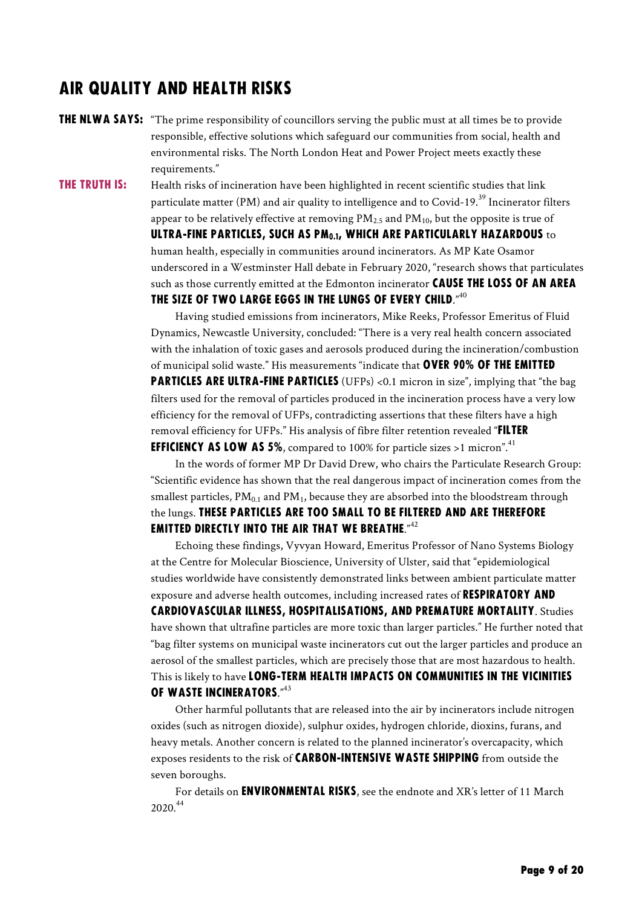## AIR QUALITY AND HEALTH RISKS

**THE NLWA SAYS:** "The prime responsibility of councillors serving the public must at all times be to provide responsible, effective solutions which safeguard our communities from social, health and environmental risks. The North London Heat and Power Project meets exactly these requirements."

**THE TRUTH IS:** Health risks of incineration have been highlighted in recent scientific studies that link particulate matter (PM) and air quality to intelligence and to Covid-19.[39] Incinerator filters appear to be relatively effective at removing $PM_{2.5}$ and $PM_{10}$, but the opposite is true of **ULTRA-FINE PARTICLES, SUCH AS $PM_{0.1}$, WHICH ARE PARTICULARLY HAZARDOUS** to human health, especially in communities around incinerators. As MP Kate Osamor underscored in a Westminster Hall debate in February 2020, "research shows that particulates such as those currently emitted at the Edmonton incinerator **CAUSE THE LOSS OF AN AREA THE SIZE OF TWO LARGE EGGS IN THE LUNGS OF EVERY CHILD**."[40]

Having studied emissions from incinerators, Mike Reeks, Professor Emeritus of Fluid Dynamics, Newcastle University, concluded: "There is a very real health concern associated with the inhalation of toxic gases and aerosols produced during the incineration/combustion of municipal solid waste." His measurements "indicate that **OVER 90% OF THE EMITTED PARTICLES ARE ULTRA-FINE PARTICLES** (UFPs) <0.1 micron in size", implying that "the bag filters used for the removal of particles produced in the incineration process have a very low efficiency for the removal of UFPs, contradicting assertions that these filters have a high removal efficiency for UFPs." His analysis of fibre filter retention revealed "**FILTER EFFICIENCY AS LOW AS 5%**, compared to 100% for particle sizes >1 micron".[41]

In the words of former MP Dr David Drew, who chairs the Particulate Research Group: "Scientific evidence has shown that the real dangerous impact of incineration comes from the smallest particles, $PM_{0.1}$ and $PM_1$, because they are absorbed into the bloodstream through the lungs. **THESE PARTICLES ARE TOO SMALL TO BE FILTERED AND ARE THEREFORE EMITTED DIRECTLY INTO THE AIR THAT WE BREATHE**."[42]

Echoing these findings, Vyvyan Howard, Emeritus Professor of Nano Systems Biology at the Centre for Molecular Bioscience, University of Ulster, said that "epidemiological studies worldwide have consistently demonstrated links between ambient particulate matter exposure and adverse health outcomes, including increased rates of **RESPIRATORY AND CARDIOVASCULAR ILLNESS, HOSPITALISATIONS, AND PREMATURE MORTALITY**. Studies have shown that ultrafine particles are more toxic than larger particles." He further noted that "bag filter systems on municipal waste incinerators cut out the larger particles and produce an aerosol of the smallest particles, which are precisely those that are most hazardous to health. This is likely to have **LONG-TERM HEALTH IMPACTS ON COMMUNITIES IN THE VICINITIES OF WASTE INCINERATORS**."[43]

Other harmful pollutants that are released into the air by incinerators include nitrogen oxides (such as nitrogen dioxide), sulphur oxides, hydrogen chloride, dioxins, furans, and heavy metals. Another concern is related to the planned incinerator's overcapacity, which exposes residents to the risk of **CARBON-INTENSIVE WASTE SHIPPING** from outside the seven boroughs.

For details on **ENVIRONMENTAL RISKS**, see the endnote and XR's letter of 11 March 2020.[44]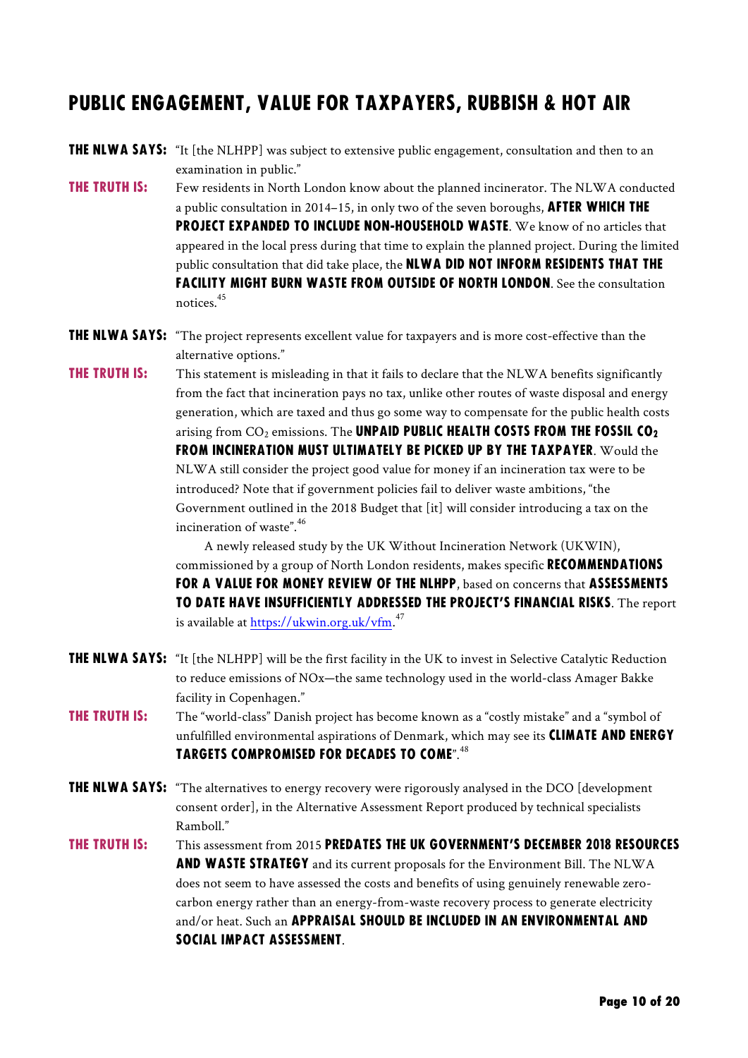## PUBLIC ENGAGEMENT, VALUE FOR TAXPAYERS, RUBBISH & HOT AIR

**THE NLWA SAYS:** "It [the NLHPP] was subject to extensive public engagement, consultation and then to an examination in public."

**THE TRUTH IS:** Few residents in North London know about the planned incinerator. The NLWA conducted a public consultation in 2014–15, in only two of the seven boroughs, **AFTER WHICH THE PROJECT EXPANDED TO INCLUDE NON-HOUSEHOLD WASTE**. We know of no articles that appeared in the local press during that time to explain the planned project. During the limited public consultation that did take place, the **NLWA DID NOT INFORM RESIDENTS THAT THE FACILITY MIGHT BURN WASTE FROM OUTSIDE OF NORTH LONDON**. See the consultation notices.[45]

**THE NLWA SAYS:** "The project represents excellent value for taxpayers and is more cost-effective than the alternative options."

**THE TRUTH IS:** This statement is misleading in that it fails to declare that the NLWA benefits significantly from the fact that incineration pays no tax, unlike other routes of waste disposal and energy generation, which are taxed and thus go some way to compensate for the public health costs arising from $CO_2$ emissions. The **UNPAID PUBLIC HEALTH COSTS FROM THE FOSSIL $CO_2$ FROM INCINERATION MUST ULTIMATELY BE PICKED UP BY THE TAXPAYER**. Would the NLWA still consider the project good value for money if an incineration tax were to be introduced? Note that if government policies fail to deliver waste ambitions, "the Government outlined in the 2018 Budget that [it] will consider introducing a tax on the incineration of waste".[46]

A newly released study by the UK Without Incineration Network (UKWIN), commissioned by a group of North London residents, makes specific **RECOMMENDATIONS FOR A VALUE FOR MONEY REVIEW OF THE NLHPP**, based on concerns that **ASSESSMENTS TO DATE HAVE INSUFFICIENTLY ADDRESSED THE PROJECT'S FINANCIAL RISKS**. The report is available at https://ukwin.org.uk/vfm.[47]

**THE NLWA SAYS:** "It [the NLHPP] will be the first facility in the UK to invest in Selective Catalytic Reduction to reduce emissions of NOx—the same technology used in the world-class Amager Bakke facility in Copenhagen."

**THE TRUTH IS:** The "world-class" Danish project has become known as a "costly mistake" and a "symbol of unfulfilled environmental aspirations of Denmark, which may see its **CLIMATE AND ENERGY TARGETS COMPROMISED FOR DECADES TO COME**".[48]

**THE NLWA SAYS:** "The alternatives to energy recovery were rigorously analysed in the DCO [development consent order], in the Alternative Assessment Report produced by technical specialists Ramboll."

**THE TRUTH IS:** This assessment from 2015 **PREDATES THE UK GOVERNMENT'S DECEMBER 2018 RESOURCES AND WASTE STRATEGY** and its current proposals for the Environment Bill. The NLWA does not seem to have assessed the costs and benefits of using genuinely renewable zero-carbon energy rather than an energy-from-waste recovery process to generate electricity and/or heat. Such an **APPRAISAL SHOULD BE INCLUDED IN AN ENVIRONMENTAL AND SOCIAL IMPACT ASSESSMENT**.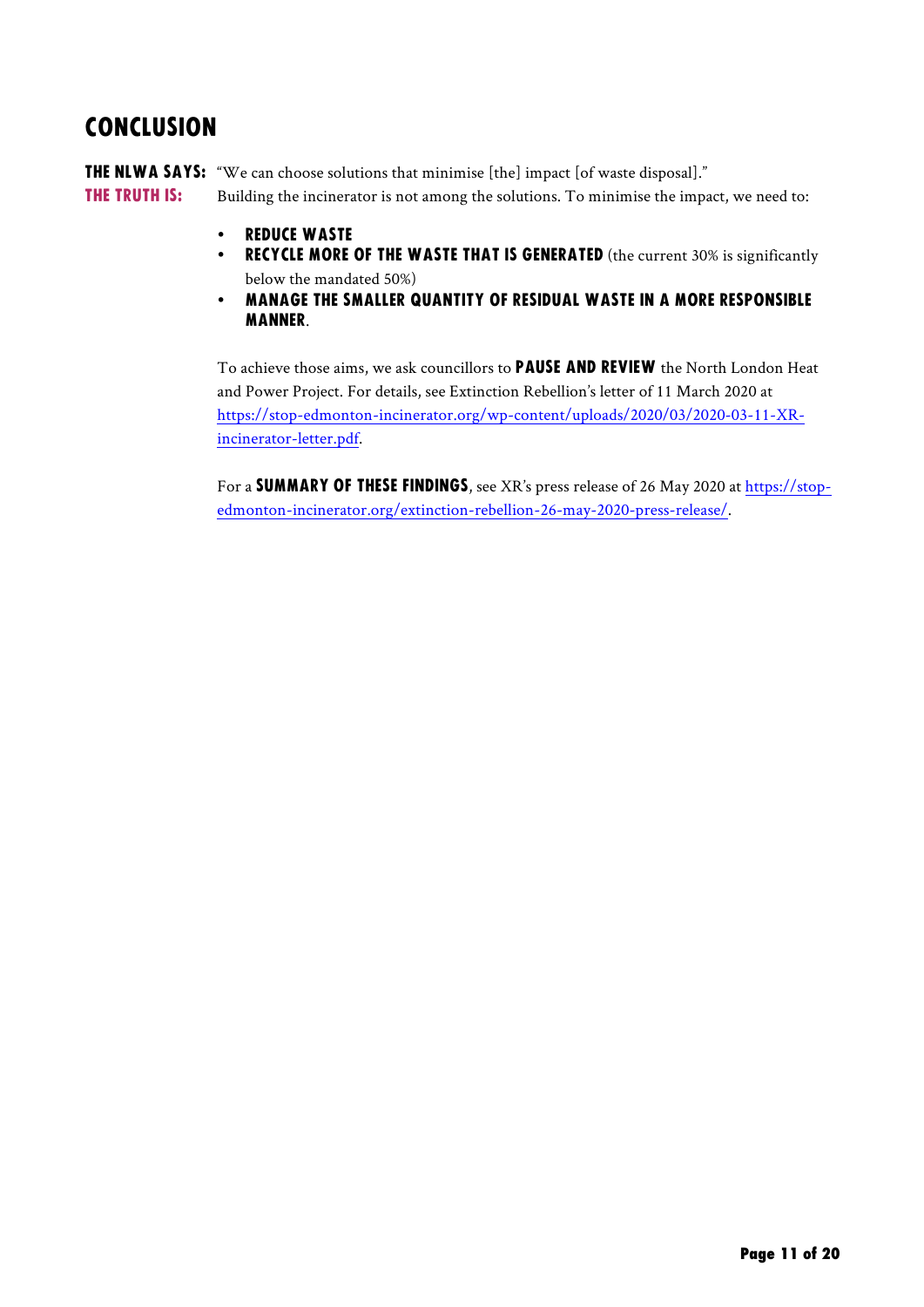## CONCLUSION

**THE NLWA SAYS:** "We can choose solutions that minimise [the] impact [of waste disposal]."

**THE TRUTH IS:** Building the incinerator is not among the solutions. To minimise the impact, we need to:

- **REDUCE WASTE**
- **RECYCLE MORE OF THE WASTE THAT IS GENERATED** (the current 30% is significantly below the mandated 50%)
- **MANAGE THE SMALLER QUANTITY OF RESIDUAL WASTE IN A MORE RESPONSIBLE MANNER**.

To achieve those aims, we ask councillors to **PAUSE AND REVIEW** the North London Heat and Power Project. For details, see Extinction Rebellion's letter of 11 March 2020 at https://stop-edmonton-incinerator.org/wp-content/uploads/2020/03/2020-03-11-XR-incinerator-letter.pdf.

For a **SUMMARY OF THESE FINDINGS**, see XR's press release of 26 May 2020 at https://stop-edmonton-incinerator.org/extinction-rebellion-26-may-2020-press-release/.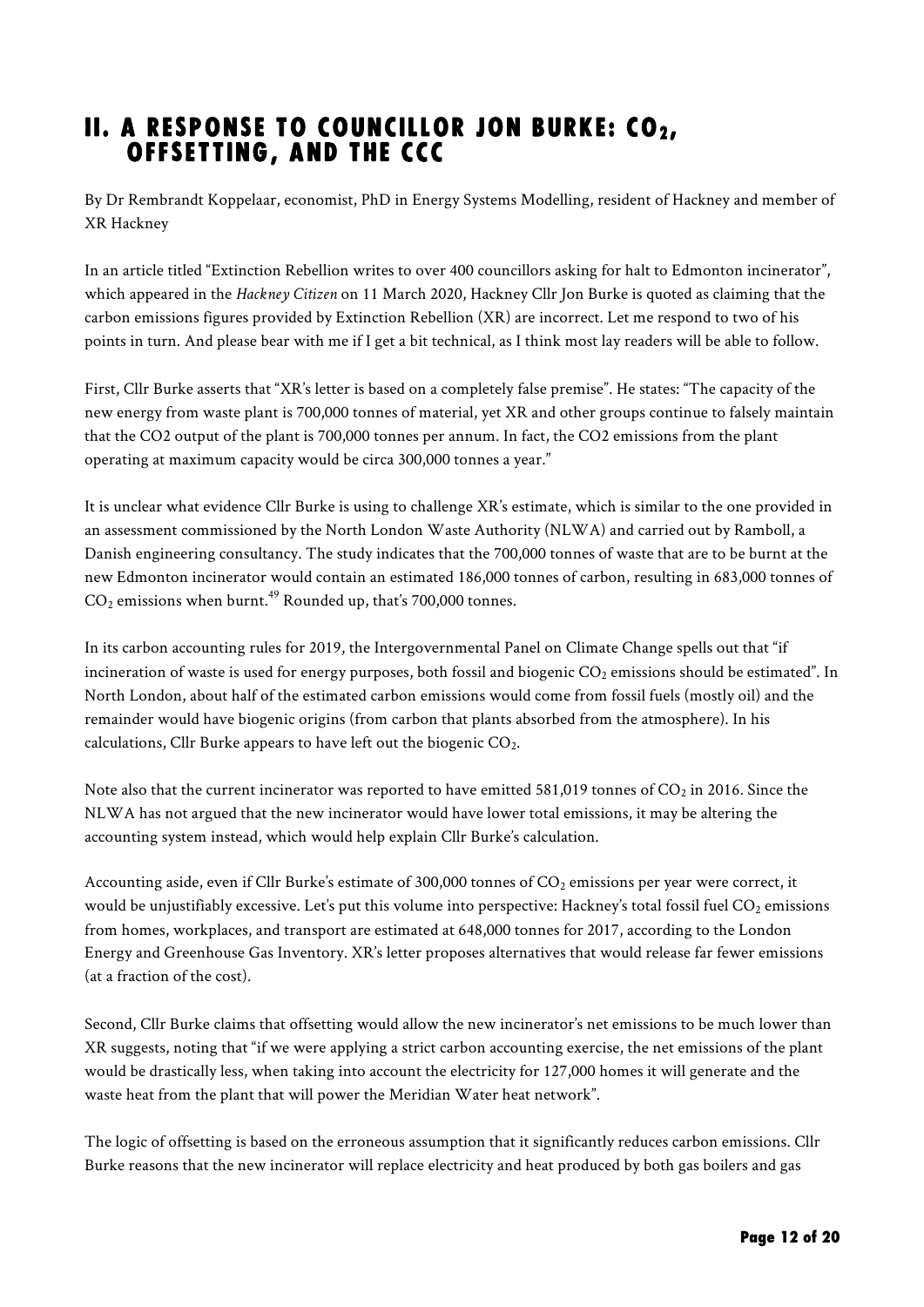## II. A RESPONSE TO COUNCILLOR JON BURKE: $CO_2$, OFFSETTING, AND THE CCC

By Dr Rembrandt Koppelaar, economist, PhD in Energy Systems Modelling, resident of Hackney and member of XR Hackney

In an article titled "Extinction Rebellion writes to over 400 councillors asking for halt to Edmonton incinerator", which appeared in the *Hackney Citizen* on 11 March 2020, Hackney Cllr Jon Burke is quoted as claiming that the carbon emissions figures provided by Extinction Rebellion (XR) are incorrect. Let me respond to two of his points in turn. And please bear with me if I get a bit technical, as I think most lay readers will be able to follow.

First, Cllr Burke asserts that "XR's letter is based on a completely false premise". He states: "The capacity of the new energy from waste plant is 700,000 tonnes of material, yet XR and other groups continue to falsely maintain that the CO2 output of the plant is 700,000 tonnes per annum. In fact, the CO2 emissions from the plant operating at maximum capacity would be circa 300,000 tonnes a year."

It is unclear what evidence Cllr Burke is using to challenge XR's estimate, which is similar to the one provided in an assessment commissioned by the North London Waste Authority (NLWA) and carried out by Ramboll, a Danish engineering consultancy. The study indicates that the 700,000 tonnes of waste that are to be burnt at the new Edmonton incinerator would contain an estimated 186,000 tonnes of carbon, resulting in 683,000 tonnes of $CO_2$ emissions when burnt.[49] Rounded up, that's 700,000 tonnes.

In its carbon accounting rules for 2019, the Intergovernmental Panel on Climate Change spells out that "if incineration of waste is used for energy purposes, both fossil and biogenic $CO_2$ emissions should be estimated". In North London, about half of the estimated carbon emissions would come from fossil fuels (mostly oil) and the remainder would have biogenic origins (from carbon that plants absorbed from the atmosphere). In his calculations, Cllr Burke appears to have left out the biogenic $CO_2$.

Note also that the current incinerator was reported to have emitted 581,019 tonnes of $CO_2$ in 2016. Since the NLWA has not argued that the new incinerator would have lower total emissions, it may be altering the accounting system instead, which would help explain Cllr Burke's calculation.

Accounting aside, even if Cllr Burke's estimate of 300,000 tonnes of $CO_2$ emissions per year were correct, it would be unjustifiably excessive. Let's put this volume into perspective: Hackney's total fossil fuel $CO_2$ emissions from homes, workplaces, and transport are estimated at 648,000 tonnes for 2017, according to the London Energy and Greenhouse Gas Inventory. XR's letter proposes alternatives that would release far fewer emissions (at a fraction of the cost).

Second, Cllr Burke claims that offsetting would allow the new incinerator's net emissions to be much lower than XR suggests, noting that "if we were applying a strict carbon accounting exercise, the net emissions of the plant would be drastically less, when taking into account the electricity for 127,000 homes it will generate and the waste heat from the plant that will power the Meridian Water heat network".

The logic of offsetting is based on the erroneous assumption that it significantly reduces carbon emissions. Cllr Burke reasons that the new incinerator will replace electricity and heat produced by both gas boilers and gas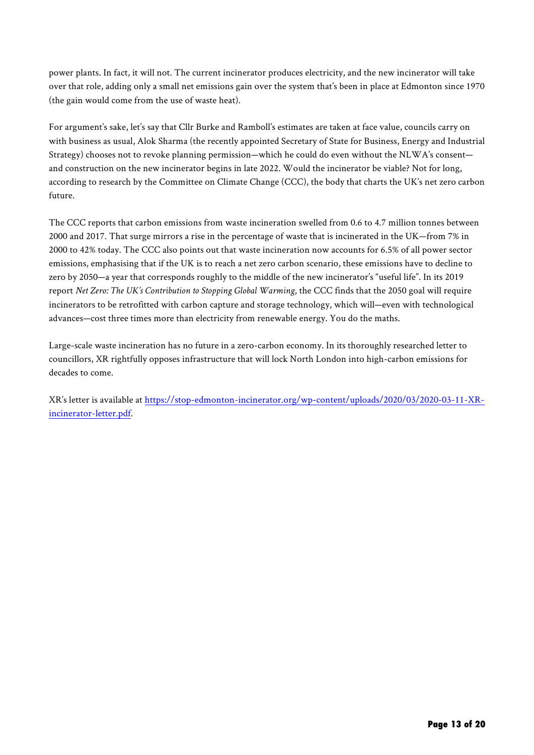power plants. In fact, it will not. The current incinerator produces electricity, and the new incinerator will take over that role, adding only a small net emissions gain over the system that's been in place at Edmonton since 1970 (the gain would come from the use of waste heat).

For argument's sake, let's say that Cllr Burke and Ramboll's estimates are taken at face value, councils carry on with business as usual, Alok Sharma (the recently appointed Secretary of State for Business, Energy and Industrial Strategy) chooses not to revoke planning permission—which he could do even without the NLWA's consent—and construction on the new incinerator begins in late 2022. Would the incinerator be viable? Not for long, according to research by the Committee on Climate Change (CCC), the body that charts the UK's net zero carbon future.

The CCC reports that carbon emissions from waste incineration swelled from 0.6 to 4.7 million tonnes between 2000 and 2017. That surge mirrors a rise in the percentage of waste that is incinerated in the UK—from 7% in 2000 to 42% today. The CCC also points out that waste incineration now accounts for 6.5% of all power sector emissions, emphasising that if the UK is to reach a net zero carbon scenario, these emissions have to decline to zero by 2050—a year that corresponds roughly to the middle of the new incinerator's "useful life". In its 2019 report *Net Zero: The UK's Contribution to Stopping Global Warming*, the CCC finds that the 2050 goal will require incinerators to be retrofitted with carbon capture and storage technology, which will—even with technological advances—cost three times more than electricity from renewable energy. You do the maths.

Large-scale waste incineration has no future in a zero-carbon economy. In its thoroughly researched letter to councillors, XR rightfully opposes infrastructure that will lock North London into high-carbon emissions for decades to come.

XR's letter is available at [https://stop-edmonton-incinerator.org/wp-content/uploads/2020/03/2020-03-11-XR-incinerator-letter.pdf](https://stop-edmonton-incinerator.org/wp-content/uploads/2020/03/2020-03-11-XR-incinerator-letter.pdf).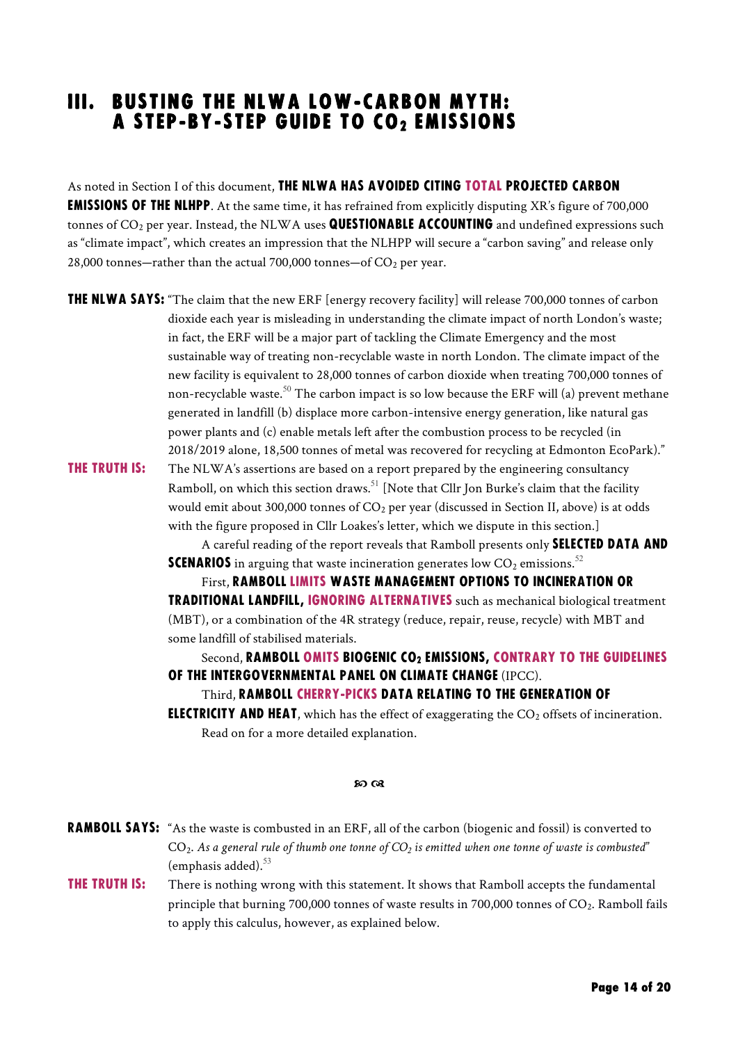# III. BUSTING THE NLWA LOW-CARBON MYTH: A STEP-BY-STEP GUIDE TO $CO_2$ EMISSIONS

As noted in Section I of this document, **THE NLWA HAS AVOIDED CITING TOTAL PROJECTED CARBON EMISSIONS OF THE NLHPP**. At the same time, it has refrained from explicitly disputing XR's figure of 700,000 tonnes of $CO_2$ per year. Instead, the NLWA uses **QUESTIONABLE ACCOUNTING** and undefined expressions such as "climate impact", which creates an impression that the NLHPP will secure a "carbon saving" and release only 28,000 tonnes—rather than the actual 700,000 tonnes—of $CO_2$ per year.

**THE NLWA SAYS:** "The claim that the new ERF [energy recovery facility] will release 700,000 tonnes of carbon dioxide each year is misleading in understanding the climate impact of north London's waste; in fact, the ERF will be a major part of tackling the Climate Emergency and the most sustainable way of treating non-recyclable waste in north London. The climate impact of the new facility is equivalent to 28,000 tonnes of carbon dioxide when treating 700,000 tonnes of non-recyclable waste.[50] The carbon impact is so low because the ERF will (a) prevent methane generated in landfill (b) displace more carbon-intensive energy generation, like natural gas power plants and (c) enable metals left after the combustion process to be recycled (in 2018/2019 alone, 18,500 tonnes of metal was recovered for recycling at Edmonton EcoPark)."

**THE TRUTH IS:** The NLWA's assertions are based on a report prepared by the engineering consultancy Ramboll, on which this section draws.[51] [Note that Cllr Jon Burke's claim that the facility would emit about 300,000 tonnes of $CO_2$ per year (discussed in Section II, above) is at odds with the figure proposed in Cllr Loakes's letter, which we dispute in this section.]

A careful reading of the report reveals that Ramboll presents only **SELECTED DATA AND SCENARIOS** in arguing that waste incineration generates low $CO_2$ emissions.[52]

First, **RAMBOLL LIMITS WASTE MANAGEMENT OPTIONS TO INCINERATION OR TRADITIONAL LANDFILL, IGNORING ALTERNATIVES** such as mechanical biological treatment (MBT), or a combination of the 4R strategy (reduce, repair, reuse, recycle) with MBT and some landfill of stabilised materials.

Second, **RAMBOLL OMITS BIOGENIC $CO_2$ EMISSIONS, CONTRARY TO THE GUIDELINES OF THE INTERGOVERNMENTAL PANEL ON CLIMATE CHANGE** (IPCC).

Third, **RAMBOLL CHERRY-PICKS DATA RELATING TO THE GENERATION OF ELECTRICITY AND HEAT**, which has the effect of exaggerating the $CO_2$ offsets of incineration.

Read on for a more detailed explanation.

℘ ℘

**RAMBOLL SAYS:** "As the waste is combusted in an ERF, all of the carbon (biogenic and fossil) is converted to $CO_2$. *As a general rule of thumb one tonne of $CO_2$ is emitted when one tonne of waste is combusted*" (emphasis added).[53]

**THE TRUTH IS:** There is nothing wrong with this statement. It shows that Ramboll accepts the fundamental principle that burning 700,000 tonnes of waste results in 700,000 tonnes of $CO_2$. Ramboll fails to apply this calculus, however, as explained below.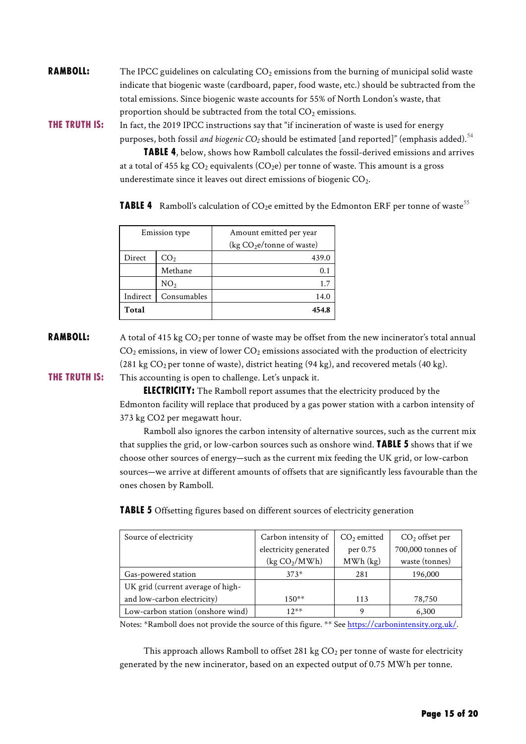**RAMBOLL:** The IPCC guidelines on calculating $CO_2$ emissions from the burning of municipal solid waste indicate that biogenic waste (cardboard, paper, food waste, etc.) should be subtracted from the total emissions. Since biogenic waste accounts for 55% of North London's waste, that proportion should be subtracted from the total $CO_2$ emissions.

**THE TRUTH IS:** In fact, the 2019 IPCC instructions say that "if incineration of waste is used for energy purposes, both fossil *and biogenic $CO_2$* should be estimated [and reported]" (emphasis added).[54]

**TABLE 4**, below, shows how Ramboll calculates the fossil-derived emissions and arrives at a total of 455 kg $CO_2$ equivalents ($CO_2e$) per tonne of waste. This amount is a gross underestimate since it leaves out direct emissions of biogenic $CO_2$.

**TABLE 4** Ramboll's calculation of $CO_2e$ emitted by the Edmonton ERF per tonne of waste[55]

| Emission type | | Amount emitted per year (kg $CO_2e$/tonne of waste) |
|---|---|---|
| Direct | $CO_2$ | 439.0 |
| | Methane | 0.1 |
| | $NO_2$ | 1.7 |
| Indirect | Consumables | 14.0 |
| **Total** | | **454.8** |

**RAMBOLL:** A total of 415 kg $CO_2$ per tonne of waste may be offset from the new incinerator's total annual $CO_2$ emissions, in view of lower $CO_2$ emissions associated with the production of electricity (281 kg $CO_2$ per tonne of waste), district heating (94 kg), and recovered metals (40 kg).

**THE TRUTH IS:** This accounting is open to challenge. Let's unpack it.

**ELECTRICITY:** The Ramboll report assumes that the electricity produced by the Edmonton facility will replace that produced by a gas power station with a carbon intensity of 373 kg CO2 per megawatt hour.

Ramboll also ignores the carbon intensity of alternative sources, such as the current mix that supplies the grid, or low-carbon sources such as onshore wind. **TABLE 5** shows that if we choose other sources of energy—such as the current mix feeding the UK grid, or low-carbon sources—we arrive at different amounts of offsets that are significantly less favourable than the ones chosen by Ramboll.

**TABLE 5** Offsetting figures based on different sources of electricity generation

| Source of electricity | Carbon intensity of electricity generated (kg $CO_2$/MWh) | $CO_2$ emitted per 0.75 MWh (kg) | $CO_2$ offset per 700,000 tonnes of waste (tonnes) |
|---|---|---|---|
| Gas-powered station | 373* | 281 | 196,000 |
| UK grid (current average of high- and low-carbon electricity) | 150** | 113 | 78,750 |
| Low-carbon station (onshore wind) | 12** | 9 | 6,300 |

Notes: *Ramboll does not provide the source of this figure. ** See https://carbonintensity.org.uk/.

This approach allows Ramboll to offset 281 kg $CO_2$ per tonne of waste for electricity generated by the new incinerator, based on an expected output of 0.75 MWh per tonne.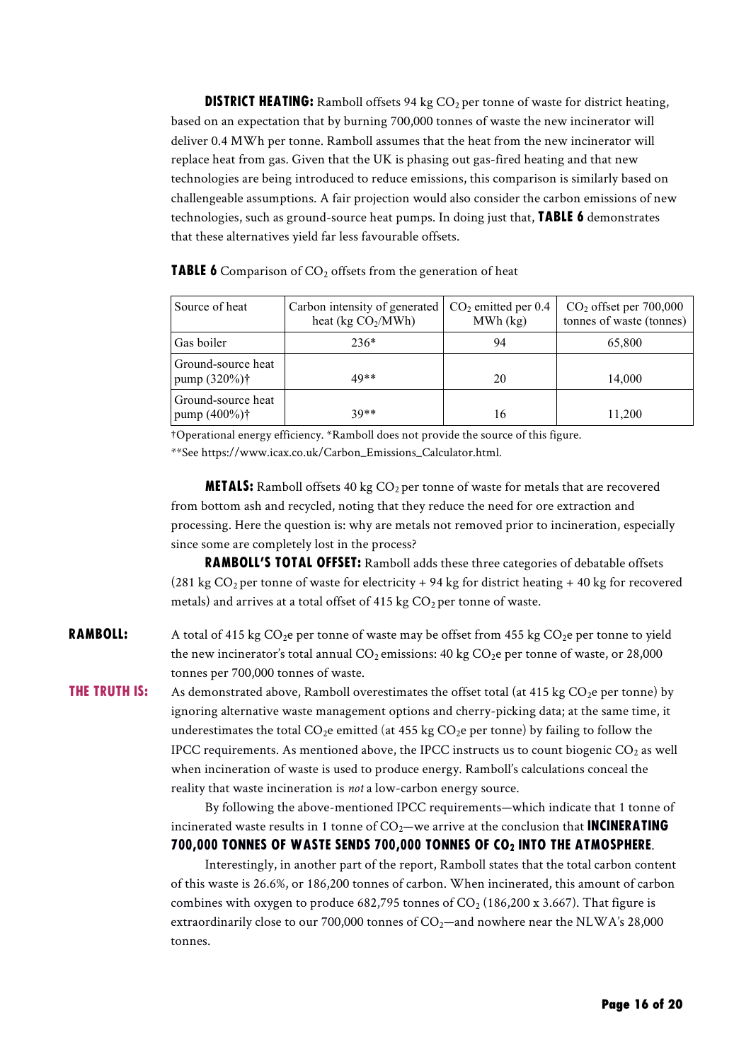**DISTRICT HEATING:** Ramboll offsets 94 kg $CO_2$ per tonne of waste for district heating, based on an expectation that by burning 700,000 tonnes of waste the new incinerator will deliver 0.4 MWh per tonne. Ramboll assumes that the heat from the new incinerator will replace heat from gas. Given that the UK is phasing out gas-fired heating and that new technologies are being introduced to reduce emissions, this comparison is similarly based on challengeable assumptions. A fair projection would also consider the carbon emissions of new technologies, such as ground-source heat pumps. In doing just that, **TABLE 6** demonstrates that these alternatives yield far less favourable offsets.

**TABLE 6** Comparison of $CO_2$ offsets from the generation of heat

| Source of heat | Carbon intensity of generated heat (kg $CO_2$/MWh) | $CO_2$ emitted per 0.4 MWh (kg) | $CO_2$ offset per 700,000 tonnes of waste (tonnes) |
|---|---|---|---|
| Gas boiler | 236* | 94 | 65,800 |
| Ground-source heat pump (320%)† | 49** | 20 | 14,000 |
| Ground-source heat pump (400%)† | 39** | 16 | 11,200 |

†Operational energy efficiency. *Ramboll does not provide the source of this figure.
**See https://www.icax.co.uk/Carbon_Emissions_Calculator.html.

**METALS:** Ramboll offsets 40 kg $CO_2$ per tonne of waste for metals that are recovered from bottom ash and recycled, noting that they reduce the need for ore extraction and processing. Here the question is: why are metals not removed prior to incineration, especially since some are completely lost in the process?

**RAMBOLL'S TOTAL OFFSET:** Ramboll adds these three categories of debatable offsets (281 kg $CO_2$ per tonne of waste for electricity + 94 kg for district heating + 40 kg for recovered metals) and arrives at a total offset of 415 kg $CO_2$ per tonne of waste.

**RAMBOLL:** A total of 415 kg $CO_2e$ per tonne of waste may be offset from 455 kg $CO_2e$ per tonne to yield the new incinerator's total annual $CO_2$ emissions: 40 kg $CO_2e$ per tonne of waste, or 28,000 tonnes per 700,000 tonnes of waste.

**THE TRUTH IS:** As demonstrated above, Ramboll overestimates the offset total (at 415 kg $CO_2e$ per tonne) by ignoring alternative waste management options and cherry-picking data; at the same time, it underestimates the total $CO_2e$ emitted (at 455 kg $CO_2e$ per tonne) by failing to follow the IPCC requirements. As mentioned above, the IPCC instructs us to count biogenic $CO_2$ as well when incineration of waste is used to produce energy. Ramboll's calculations conceal the reality that waste incineration is *not* a low-carbon energy source.

By following the above-mentioned IPCC requirements—which indicate that 1 tonne of incinerated waste results in 1 tonne of $CO_2$—we arrive at the conclusion that **INCINERATING 700,000 TONNES OF WASTE SENDS 700,000 TONNES OF $CO_2$ INTO THE ATMOSPHERE**.

Interestingly, in another part of the report, Ramboll states that the total carbon content of this waste is 26.6%, or 186,200 tonnes of carbon. When incinerated, this amount of carbon combines with oxygen to produce 682,795 tonnes of $CO_2$ (186,200 x 3.667). That figure is extraordinarily close to our 700,000 tonnes of $CO_2$—and nowhere near the NLWA's 28,000 tonnes.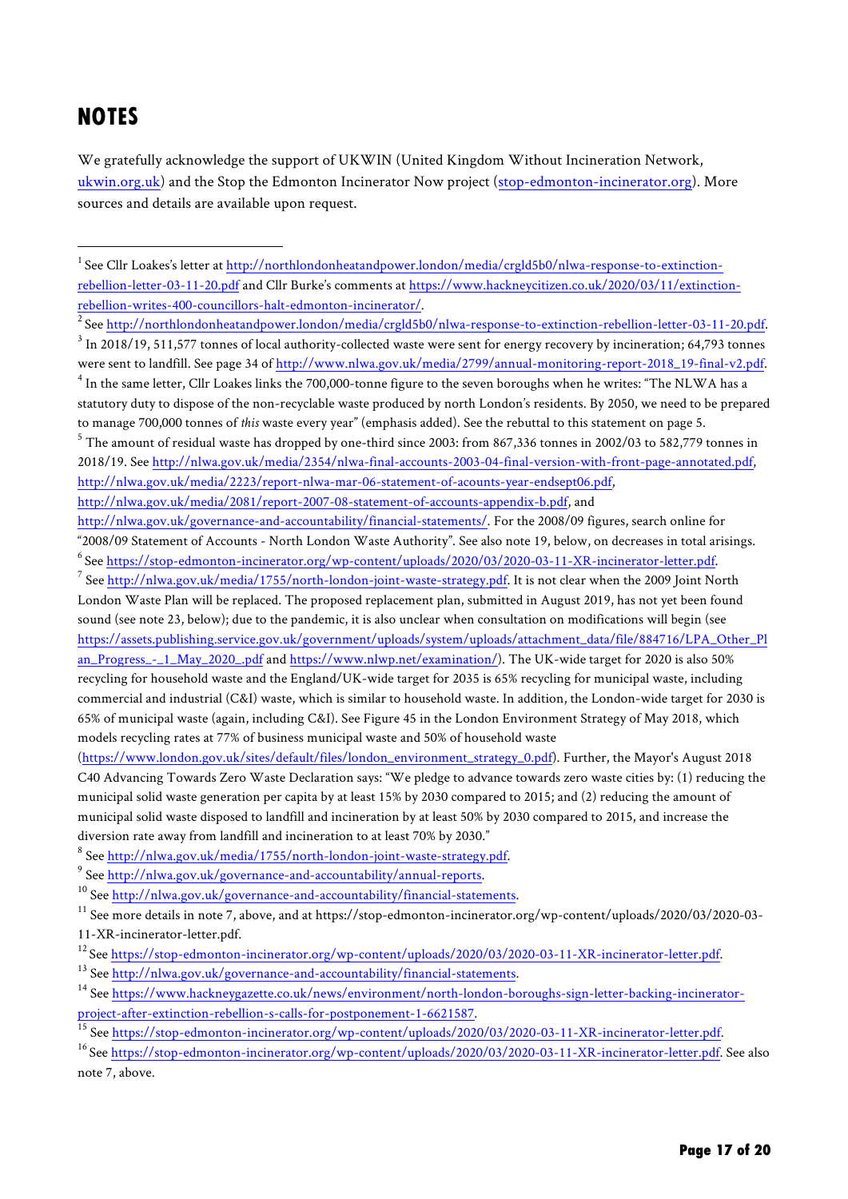# NOTES

We gratefully acknowledge the support of UKWIN (United Kingdom Without Incineration Network, ukwin.org.uk) and the Stop the Edmonton Incinerator Now project (stop-edmonton-incinerator.org). More sources and details are available upon request.

---

[1] See Cllr Loakes's letter at http://northlondonheatandpower.london/media/crgld5b0/nlwa-response-to-extinction-rebellion-letter-03-11-20.pdf and Cllr Burke's comments at https://www.hackneycitizen.co.uk/2020/03/11/extinction-rebellion-writes-400-councillors-halt-edmonton-incinerator/.

[2] See http://northlondonheatandpower.london/media/crgld5b0/nlwa-response-to-extinction-rebellion-letter-03-11-20.pdf.

[3] In 2018/19, 511,577 tonnes of local authority-collected waste were sent for energy recovery by incineration; 64,793 tonnes were sent to landfill. See page 34 of http://www.nlwa.gov.uk/media/2799/annual-monitoring-report-2018_19-final-v2.pdf.

[4] In the same letter, Cllr Loakes links the 700,000-tonne figure to the seven boroughs when he writes: "The NLWA has a statutory duty to dispose of the non-recyclable waste produced by north London's residents. By 2050, we need to be prepared to manage 700,000 tonnes of *this* waste every year" (emphasis added). See the rebuttal to this statement on page 5.

[5] The amount of residual waste has dropped by one-third since 2003: from 867,336 tonnes in 2002/03 to 582,779 tonnes in 2018/19. See http://nlwa.gov.uk/media/2354/nlwa-final-accounts-2003-04-final-version-with-front-page-annotated.pdf, http://nlwa.gov.uk/media/2223/report-nlwa-mar-06-statement-of-acounts-year-endsept06.pdf, http://nlwa.gov.uk/media/2081/report-2007-08-statement-of-accounts-appendix-b.pdf, and http://nlwa.gov.uk/governance-and-accountability/financial-statements/. For the 2008/09 figures, search online for "2008/09 Statement of Accounts - North London Waste Authority". See also note 19, below, on decreases in total arisings.

[6] See https://stop-edmonton-incinerator.org/wp-content/uploads/2020/03/2020-03-11-XR-incinerator-letter.pdf.

[7] See http://nlwa.gov.uk/media/1755/north-london-joint-waste-strategy.pdf. It is not clear when the 2009 Joint North London Waste Plan will be replaced. The proposed replacement plan, submitted in August 2019, has not yet been found sound (see note 23, below); due to the pandemic, it is also unclear when consultation on modifications will begin (see https://assets.publishing.service.gov.uk/government/uploads/system/uploads/attachment_data/file/884716/LPA_Other_Plan_Progress_-_1_May_2020_.pdf and https://www.nlwp.net/examination/). The UK-wide target for 2020 is also 50% recycling for household waste and the England/UK-wide target for 2035 is 65% recycling for municipal waste, including commercial and industrial (C&I) waste, which is similar to household waste. In addition, the London-wide target for 2030 is 65% of municipal waste (again, including C&I). See Figure 45 in the London Environment Strategy of May 2018, which models recycling rates at 77% of business municipal waste and 50% of household waste (https://www.london.gov.uk/sites/default/files/london_environment_strategy_0.pdf). Further, the Mayor's August 2018 C40 Advancing Towards Zero Waste Declaration says: "We pledge to advance towards zero waste cities by: (1) reducing the municipal solid waste generation per capita by at least 15% by 2030 compared to 2015; and (2) reducing the amount of municipal solid waste disposed to landfill and incineration by at least 50% by 2030 compared to 2015, and increase the diversion rate away from landfill and incineration to at least 70% by 2030."

[8] See http://nlwa.gov.uk/media/1755/north-london-joint-waste-strategy.pdf.

[9] See http://nlwa.gov.uk/governance-and-accountability/annual-reports.

[10] See http://nlwa.gov.uk/governance-and-accountability/financial-statements.

[11] See more details in note 7, above, and at https://stop-edmonton-incinerator.org/wp-content/uploads/2020/03/2020-03-11-XR-incinerator-letter.pdf.

[12] See https://stop-edmonton-incinerator.org/wp-content/uploads/2020/03/2020-03-11-XR-incinerator-letter.pdf.

[13] See http://nlwa.gov.uk/governance-and-accountability/financial-statements.

[14] See https://www.hackneygazette.co.uk/news/environment/north-london-boroughs-sign-letter-backing-incinerator-project-after-extinction-rebellion-s-calls-for-postponement-1-6621587.

[15] See https://stop-edmonton-incinerator.org/wp-content/uploads/2020/03/2020-03-11-XR-incinerator-letter.pdf.

[16] See https://stop-edmonton-incinerator.org/wp-content/uploads/2020/03/2020-03-11-XR-incinerator-letter.pdf. See also note 7, above.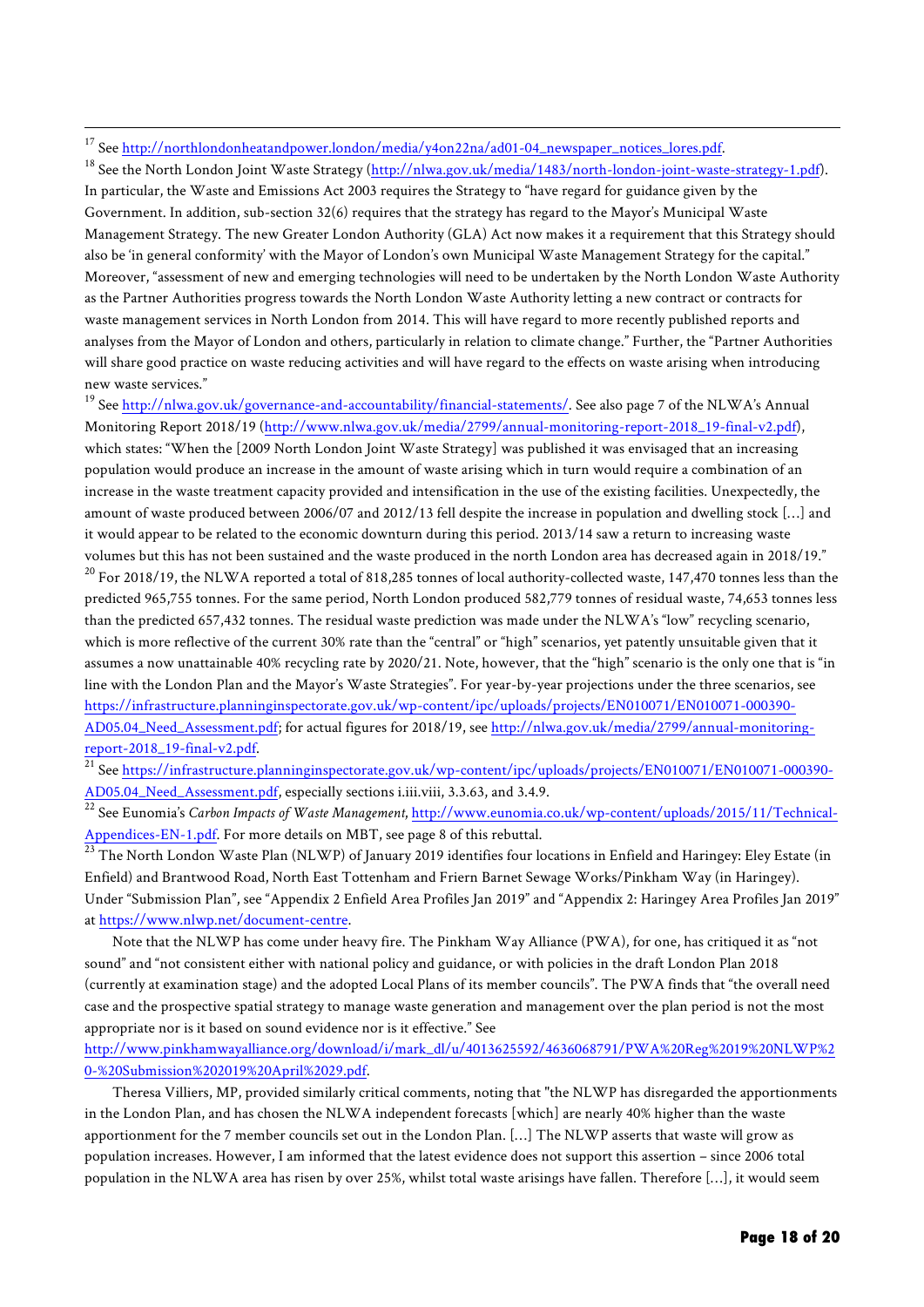[17] See http://northlondonheatandpower.london/media/y4on22na/ad01-04_newspaper_notices_lores.pdf.

[18] See the North London Joint Waste Strategy (http://nlwa.gov.uk/media/1483/north-london-joint-waste-strategy-1.pdf). In particular, the Waste and Emissions Act 2003 requires the Strategy to "have regard for guidance given by the Government. In addition, sub-section 32(6) requires that the strategy has regard to the Mayor's Municipal Waste Management Strategy. The new Greater London Authority (GLA) Act now makes it a requirement that this Strategy should also be 'in general conformity' with the Mayor of London's own Municipal Waste Management Strategy for the capital." Moreover, "assessment of new and emerging technologies will need to be undertaken by the North London Waste Authority as the Partner Authorities progress towards the North London Waste Authority letting a new contract or contracts for waste management services in North London from 2014. This will have regard to more recently published reports and analyses from the Mayor of London and others, particularly in relation to climate change." Further, the "Partner Authorities will share good practice on waste reducing activities and will have regard to the effects on waste arising when introducing new waste services."

[19] See http://nlwa.gov.uk/governance-and-accountability/financial-statements/. See also page 7 of the NLWA's Annual Monitoring Report 2018/19 (http://www.nlwa.gov.uk/media/2799/annual-monitoring-report-2018_19-final-v2.pdf), which states: "When the [2009 North London Joint Waste Strategy] was published it was envisaged that an increasing population would produce an increase in the amount of waste arising which in turn would require a combination of an increase in the waste treatment capacity provided and intensification in the use of the existing facilities. Unexpectedly, the amount of waste produced between 2006/07 and 2012/13 fell despite the increase in population and dwelling stock […] and it would appear to be related to the economic downturn during this period. 2013/14 saw a return to increasing waste volumes but this has not been sustained and the waste produced in the north London area has decreased again in 2018/19."

[20] For 2018/19, the NLWA reported a total of 818,285 tonnes of local authority-collected waste, 147,470 tonnes less than the predicted 965,755 tonnes. For the same period, North London produced 582,779 tonnes of residual waste, 74,653 tonnes less than the predicted 657,432 tonnes. The residual waste prediction was made under the NLWA's "low" recycling scenario, which is more reflective of the current 30% rate than the "central" or "high" scenarios, yet patently unsuitable given that it assumes a now unattainable 40% recycling rate by 2020/21. Note, however, that the "high" scenario is the only one that is "in line with the London Plan and the Mayor's Waste Strategies". For year-by-year projections under the three scenarios, see https://infrastructure.planninginspectorate.gov.uk/wp-content/ipc/uploads/projects/EN010071/EN010071-000390-AD05.04_Need_Assessment.pdf; for actual figures for 2018/19, see http://nlwa.gov.uk/media/2799/annual-monitoring-report-2018_19-final-v2.pdf.

[21] See https://infrastructure.planninginspectorate.gov.uk/wp-content/ipc/uploads/projects/EN010071/EN010071-000390-AD05.04_Need_Assessment.pdf, especially sections i.iii.viii, 3.3.63, and 3.4.9.

[22] See Eunomia's *Carbon Impacts of Waste Management*, http://www.eunomia.co.uk/wp-content/uploads/2015/11/Technical-Appendices-EN-1.pdf. For more details on MBT, see page 8 of this rebuttal.

[23] The North London Waste Plan (NLWP) of January 2019 identifies four locations in Enfield and Haringey: Eley Estate (in Enfield) and Brantwood Road, North East Tottenham and Friern Barnet Sewage Works/Pinkham Way (in Haringey). Under "Submission Plan", see "Appendix 2 Enfield Area Profiles Jan 2019" and "Appendix 2: Haringey Area Profiles Jan 2019" at https://www.nlwp.net/document-centre.

Note that the NLWP has come under heavy fire. The Pinkham Way Alliance (PWA), for one, has critiqued it as "not sound" and "not consistent either with national policy and guidance, or with policies in the draft London Plan 2018 (currently at examination stage) and the adopted Local Plans of its member councils". The PWA finds that "the overall need case and the prospective spatial strategy to manage waste generation and management over the plan period is not the most appropriate nor is it based on sound evidence nor is it effective." See http://www.pinkhamwayalliance.org/download/i/mark_dl/u/4013625592/4636068791/PWA%20Reg%2019%20NLWP%20-%20Submission%2019%20April%2029.pdf.

Theresa Villiers, MP, provided similarly critical comments, noting that "the NLWP has disregarded the apportionments in the London Plan, and has chosen the NLWA independent forecasts [which] are nearly 40% higher than the waste apportionment for the 7 member councils set out in the London Plan. […] The NLWP asserts that waste will grow as population increases. However, I am informed that the latest evidence does not support this assertion – since 2006 total population in the NLWA area has risen by over 25%, whilst total waste arisings have fallen. Therefore […], it would seem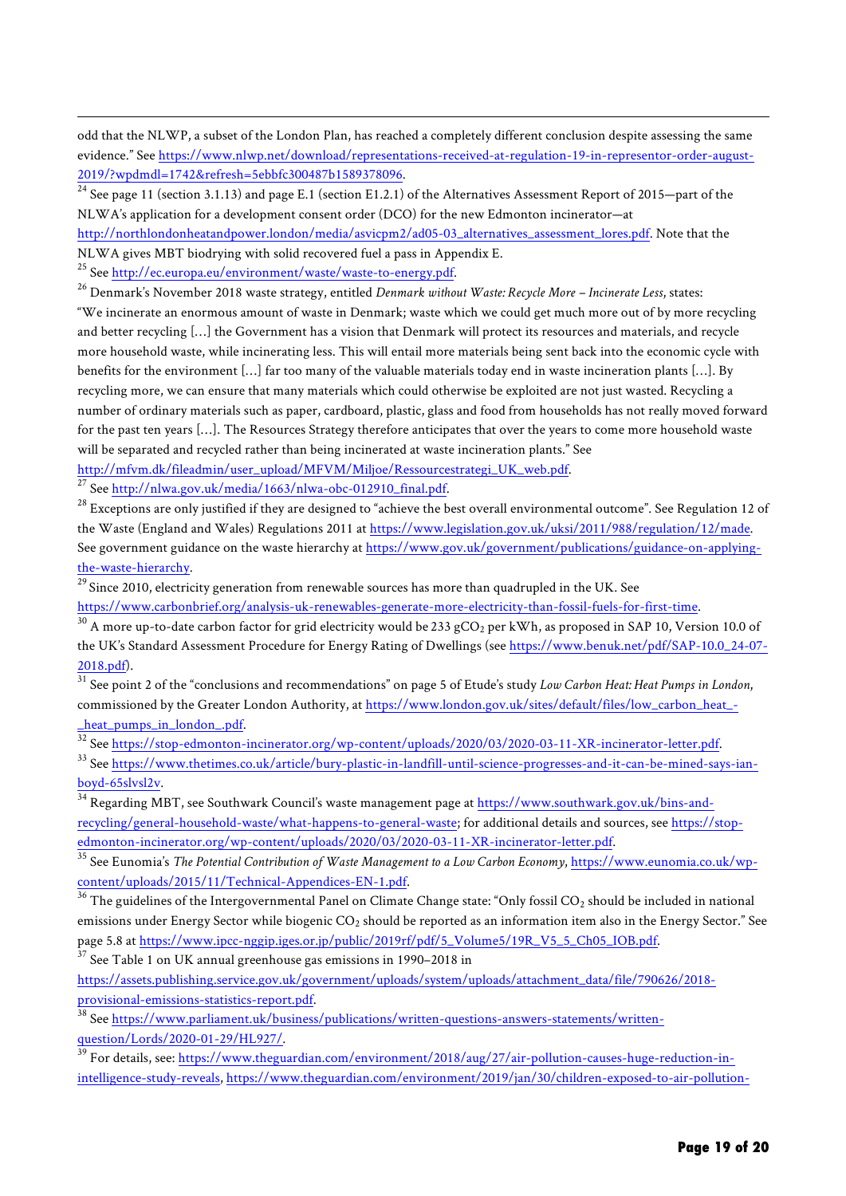odd that the NLWP, a subset of the London Plan, has reached a completely different conclusion despite assessing the same evidence." See https://www.nlwp.net/download/representations-received-at-regulation-19-in-representor-order-august-2019/?wpdmdl=1742&refresh=5ebbfc300487b1589378096.

[24] See page 11 (section 3.1.13) and page E.1 (section E1.2.1) of the Alternatives Assessment Report of 2015—part of the NLWA's application for a development consent order (DCO) for the new Edmonton incinerator—at http://northlondonheatandpower.london/media/asvicpm2/ad05-03_alternatives_assessment_lores.pdf. Note that the NLWA gives MBT biodrying with solid recovered fuel a pass in Appendix E.

[25] See http://ec.europa.eu/environment/waste/waste-to-energy.pdf.

[26] Denmark's November 2018 waste strategy, entitled *Denmark without Waste: Recycle More – Incinerate Less*, states: "We incinerate an enormous amount of waste in Denmark; waste which we could get much more out of by more recycling and better recycling […] the Government has a vision that Denmark will protect its resources and materials, and recycle more household waste, while incinerating less. This will entail more materials being sent back into the economic cycle with benefits for the environment […] far too many of the valuable materials today end in waste incineration plants […]. By recycling more, we can ensure that many materials which could otherwise be exploited are not just wasted. Recycling a number of ordinary materials such as paper, cardboard, plastic, glass and food from households has not really moved forward for the past ten years […]. The Resources Strategy therefore anticipates that over the years to come more household waste will be separated and recycled rather than being incinerated at waste incineration plants." See http://mfvm.dk/fileadmin/user_upload/MFVM/Miljoe/Ressourcestrategi_UK_web.pdf.

[27] See http://nlwa.gov.uk/media/1663/nlwa-obc-012910_final.pdf.

[28] Exceptions are only justified if they are designed to "achieve the best overall environmental outcome". See Regulation 12 of the Waste (England and Wales) Regulations 2011 at https://www.legislation.gov.uk/uksi/2011/988/regulation/12/made. See government guidance on the waste hierarchy at https://www.gov.uk/government/publications/guidance-on-applying-the-waste-hierarchy.

[29] Since 2010, electricity generation from renewable sources has more than quadrupled in the UK. See https://www.carbonbrief.org/analysis-uk-renewables-generate-more-electricity-than-fossil-fuels-for-first-time.

[30] A more up-to-date carbon factor for grid electricity would be 233 $gCO_2$ per kWh, as proposed in SAP 10, Version 10.0 of the UK's Standard Assessment Procedure for Energy Rating of Dwellings (see https://www.benuk.net/pdf/SAP-10.0_24-07-2018.pdf).

[31] See point 2 of the "conclusions and recommendations" on page 5 of Etude's study *Low Carbon Heat: Heat Pumps in London*, commissioned by the Greater London Authority, at https://www.london.gov.uk/sites/default/files/low_carbon_heat_-_heat_pumps_in_london_.pdf.

[32] See https://stop-edmonton-incinerator.org/wp-content/uploads/2020/03/2020-03-11-XR-incinerator-letter.pdf.

[33] See https://www.thetimes.co.uk/article/bury-plastic-in-landfill-until-science-progresses-and-it-can-be-mined-says-ian-boyd-65slvsl2v.

[34] Regarding MBT, see Southwark Council's waste management page at https://www.southwark.gov.uk/bins-and-recycling/general-household-waste/what-happens-to-general-waste; for additional details and sources, see https://stop-edmonton-incinerator.org/wp-content/uploads/2020/03/2020-03-11-XR-incinerator-letter.pdf.

[35] See Eunomia's *The Potential Contribution of Waste Management to a Low Carbon Economy*, https://www.eunomia.co.uk/wp-content/uploads/2015/11/Technical-Appendices-EN-1.pdf.

[36] The guidelines of the Intergovernmental Panel on Climate Change state: "Only fossil $CO_2$ should be included in national emissions under Energy Sector while biogenic $CO_2$ should be reported as an information item also in the Energy Sector." See page 5.8 at https://www.ipcc-nggip.iges.or.jp/public/2019rf/pdf/5_Volume5/19R_V5_5_Ch05_IOB.pdf.

[37] See Table 1 on UK annual greenhouse gas emissions in 1990–2018 in https://assets.publishing.service.gov.uk/government/uploads/system/uploads/attachment_data/file/790626/2018-provisional-emissions-statistics-report.pdf.

[38] See https://www.parliament.uk/business/publications/written-questions-answers-statements/written-question/Lords/2020-01-29/HL927/.

[39] For details, see: https://www.theguardian.com/environment/2018/aug/27/air-pollution-causes-huge-reduction-in-intelligence-study-reveals, https://www.theguardian.com/environment/2019/jan/30/children-exposed-to-air-pollution-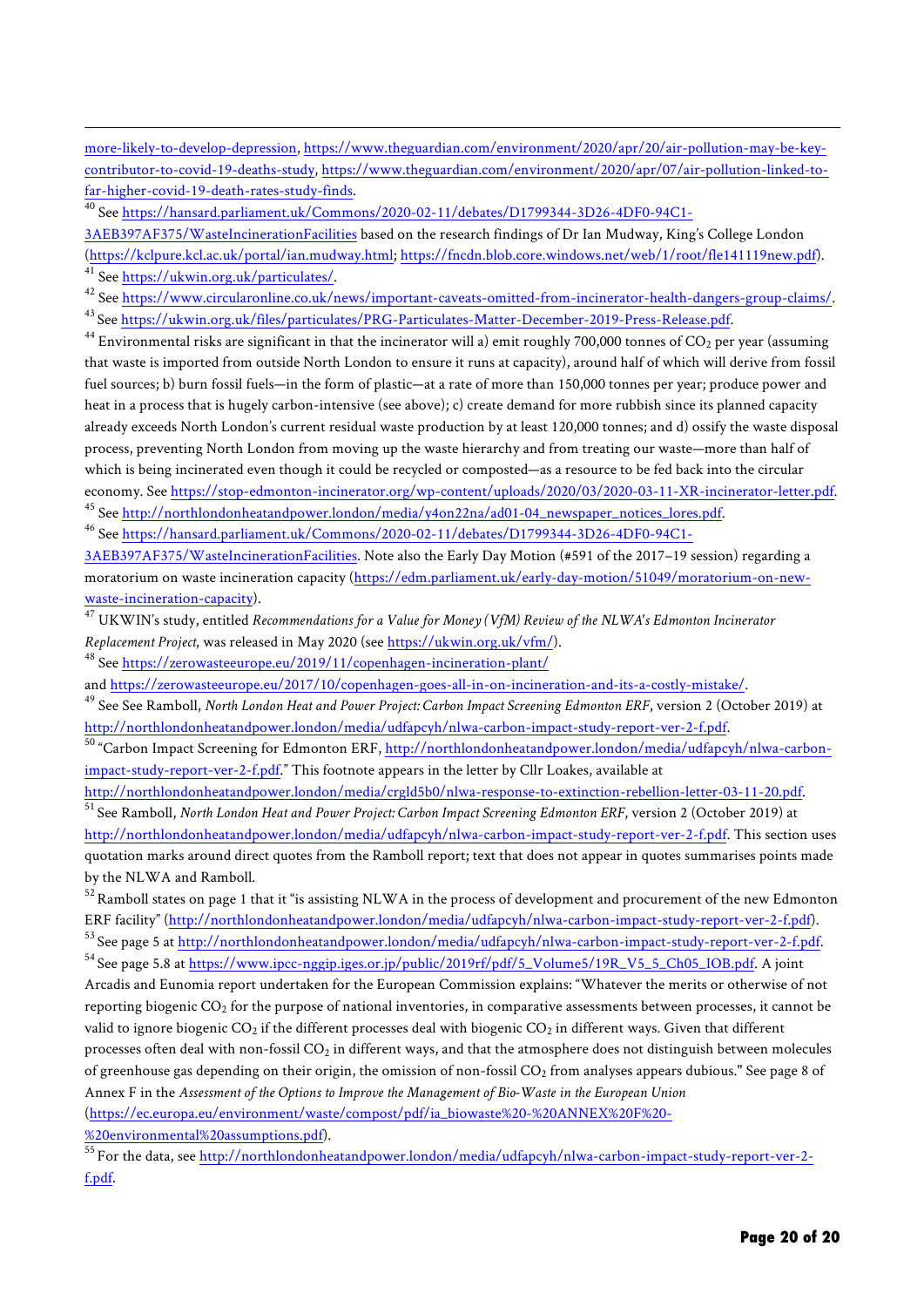more-likely-to-develop-depression, https://www.theguardian.com/environment/2020/apr/20/air-pollution-may-be-key-contributor-to-covid-19-deaths-study, https://www.theguardian.com/environment/2020/apr/07/air-pollution-linked-to-far-higher-covid-19-death-rates-study-finds.

[40] See https://hansard.parliament.uk/Commons/2020-02-11/debates/D1799344-3D26-4DF0-94C1-3AEB397AF375/WasteIncinerationFacilities based on the research findings of Dr Ian Mudway, King's College London (https://kclpure.kcl.ac.uk/portal/ian.mudway.html; https://fncdn.blob.core.windows.net/web/1/root/fle141119new.pdf).

[41] See https://ukwin.org.uk/particulates/.

[42] See https://www.circularonline.co.uk/news/important-caveats-omitted-from-incinerator-health-dangers-group-claims/.

[43] See https://ukwin.org.uk/files/particulates/PRG-Particulates-Matter-December-2019-Press-Release.pdf.

[44] Environmental risks are significant in that the incinerator will a) emit roughly 700,000 tonnes of $CO_2$ per year (assuming that waste is imported from outside North London to ensure it runs at capacity), around half of which will derive from fossil fuel sources; b) burn fossil fuels—in the form of plastic—at a rate of more than 150,000 tonnes per year; produce power and heat in a process that is hugely carbon-intensive (see above); c) create demand for more rubbish since its planned capacity already exceeds North London's current residual waste production by at least 120,000 tonnes; and d) ossify the waste disposal process, preventing North London from moving up the waste hierarchy and from treating our waste—more than half of which is being incinerated even though it could be recycled or composted—as a resource to be fed back into the circular economy. See https://stop-edmonton-incinerator.org/wp-content/uploads/2020/03/2020-03-11-XR-incinerator-letter.pdf.

[45] See http://northlondonheatandpower.london/media/y4on22na/ad01-04_newspaper_notices_lores.pdf.

[46] See https://hansard.parliament.uk/Commons/2020-02-11/debates/D1799344-3D26-4DF0-94C1-3AEB397AF375/WasteIncinerationFacilities. Note also the Early Day Motion (#591 of the 2017–19 session) regarding a moratorium on waste incineration capacity (https://edm.parliament.uk/early-day-motion/51049/moratorium-on-new-waste-incineration-capacity).

[47] UKWIN's study, entitled *Recommendations for a Value for Money (VfM) Review of the NLWA's Edmonton Incinerator Replacement Project*, was released in May 2020 (see https://ukwin.org.uk/vfm/).

[48] See https://zerowasteeurope.eu/2019/11/copenhagen-incineration-plant/ and https://zerowasteeurope.eu/2017/10/copenhagen-goes-all-in-on-incineration-and-its-a-costly-mistake/.

[49] See See Ramboll, *North London Heat and Power Project: Carbon Impact Screening Edmonton ERF*, version 2 (October 2019) at http://northlondonheatandpower.london/media/udfapcyh/nlwa-carbon-impact-study-report-ver-2-f.pdf.

[50] "Carbon Impact Screening for Edmonton ERF, http://northlondonheatandpower.london/media/udfapcyh/nlwa-carbon-impact-study-report-ver-2-f.pdf." This footnote appears in the letter by Cllr Loakes, available at http://northlondonheatandpower.london/media/crgld5b0/nlwa-response-to-extinction-rebellion-letter-03-11-20.pdf.

[51] See Ramboll, *North London Heat and Power Project: Carbon Impact Screening Edmonton ERF*, version 2 (October 2019) at http://northlondonheatandpower.london/media/udfapcyh/nlwa-carbon-impact-study-report-ver-2-f.pdf. This section uses quotation marks around direct quotes from the Ramboll report; text that does not appear in quotes summarises points made by the NLWA and Ramboll.

[52] Ramboll states on page 1 that it "is assisting NLWA in the process of development and procurement of the new Edmonton ERF facility" (http://northlondonheatandpower.london/media/udfapcyh/nlwa-carbon-impact-study-report-ver-2-f.pdf).

[53] See page 5 at http://northlondonheatandpower.london/media/udfapcyh/nlwa-carbon-impact-study-report-ver-2-f.pdf.

[54] See page 5.8 at https://www.ipcc-nggip.iges.or.jp/public/2019rf/pdf/5_Volume5/19R_V5_5_Ch05_IOB.pdf. A joint Arcadis and Eunomia report undertaken for the European Commission explains: "Whatever the merits or otherwise of not reporting biogenic $CO_2$ for the purpose of national inventories, in comparative assessments between processes, it cannot be valid to ignore biogenic $CO_2$ if the different processes deal with biogenic $CO_2$ in different ways. Given that different processes often deal with non-fossil $CO_2$ in different ways, and that the atmosphere does not distinguish between molecules of greenhouse gas depending on their origin, the omission of non-fossil $CO_2$ from analyses appears dubious." See page 8 of Annex F in the *Assessment of the Options to Improve the Management of Bio-Waste in the European Union* (https://ec.europa.eu/environment/waste/compost/pdf/ia_biowaste%20-%20ANNEX%20F%20-%20environmental%20assumptions.pdf).

[55] For the data, see http://northlondonheatandpower.london/media/udfapcyh/nlwa-carbon-impact-study-report-ver-2-f.pdf.